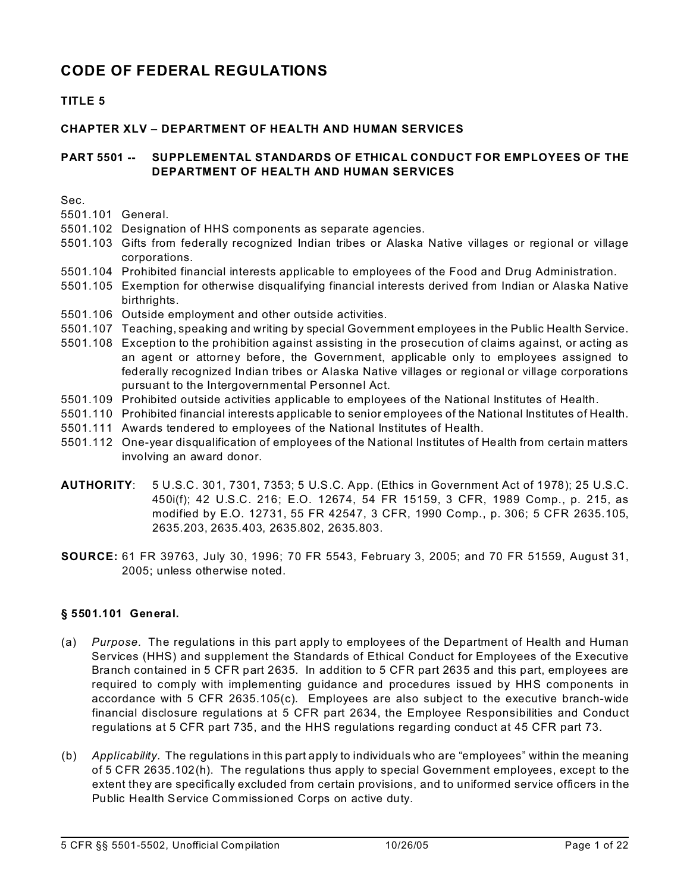# CODE OF FEDERAL REGULATIONS

## TITLE 5

## CHAPTER XLV – DEPARTMENT OF HEALTH AND HUMAN SERVICES

## PART 5501 -- SUPPLEMENTAL STANDARDS OF ETHICAL CONDUCT FOR EMPLOYEES OF THE DEPARTMENT OF HEALTH AND HUMAN SERVICES

Sec.

5501.101 General.
5501.102 Designation of HHS components as separate agencies.
5501.103 Gifts from federally recognized Indian tribes or Alaska Native villages or regional or village corporations.
5501.104 Prohibited financial interests applicable to employees of the Food and Drug Administration.
5501.105 Exemption for otherwise disqualifying financial interests derived from Indian or Alaska Native birthrights.
5501.106 Outside employment and other outside activities.
5501.107 Teaching, speaking and writing by special Government employees in the Public Health Service.
5501.108 Exception to the prohibition against assisting in the prosecution of claims against, or acting as an agent or attorney before, the Government, applicable only to employees assigned to federally recognized Indian tribes or Alaska Native villages or regional or village corporations pursuant to the Intergovernmental Personnel Act.
5501.109 Prohibited outside activities applicable to employees of the National Institutes of Health.
5501.110 Prohibited financial interests applicable to senior employees of the National Institutes of Health.
5501.111 Awards tendered to employees of the National Institutes of Health.
5501.112 One-year disqualification of employees of the National Institutes of Health from certain matters involving an award donor.

**AUTHORITY**: 5 U.S.C. 301, 7301, 7353; 5 U.S.C. App. (Ethics in Government Act of 1978); 25 U.S.C. 450i(f); 42 U.S.C. 216; E.O. 12674, 54 FR 15159, 3 CFR, 1989 Comp., p. 215, as modified by E.O. 12731, 55 FR 42547, 3 CFR, 1990 Comp., p. 306; 5 CFR 2635.105, 2635.203, 2635.403, 2635.802, 2635.803.

**SOURCE:** 61 FR 39763, July 30, 1996; 70 FR 5543, February 3, 2005; and 70 FR 51559, August 31, 2005; unless otherwise noted.

### § 5501.101 General.

(a) *Purpose*. The regulations in this part apply to employees of the Department of Health and Human Services (HHS) and supplement the Standards of Ethical Conduct for Employees of the Executive Branch contained in 5 CFR part 2635. In addition to 5 CFR part 2635 and this part, employees are required to comply with implementing guidance and procedures issued by HHS components in accordance with 5 CFR 2635.105(c). Employees are also subject to the executive branch-wide financial disclosure regulations at 5 CFR part 2634, the Employee Responsibilities and Conduct regulations at 5 CFR part 735, and the HHS regulations regarding conduct at 45 CFR part 73.

(b) *Applicability*. The regulations in this part apply to individuals who are "employees" within the meaning of 5 CFR 2635.102(h). The regulations thus apply to special Government employees, except to the extent they are specifically excluded from certain provisions, and to uniformed service officers in the Public Health Service Commissioned Corps on active duty.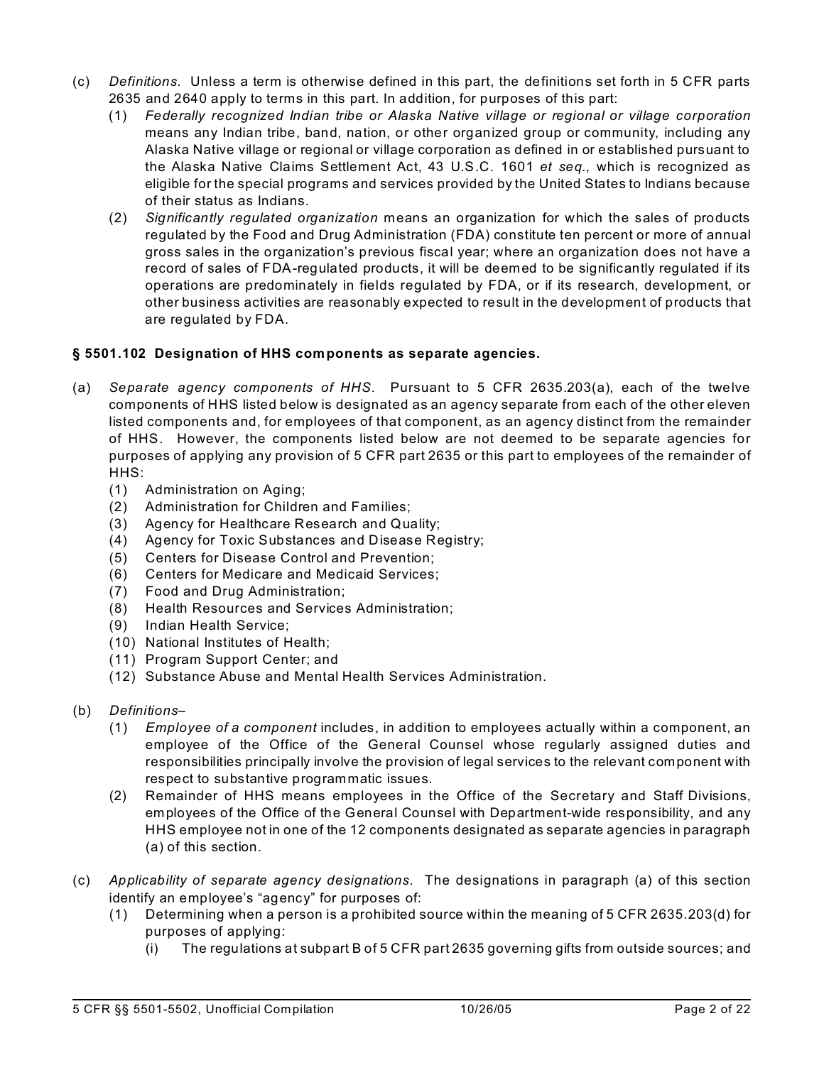(c) *Definitions.* Unless a term is otherwise defined in this part, the definitions set forth in 5 CFR parts 2635 and 2640 apply to terms in this part. In addition, for purposes of this part:

   (1) *Federally recognized Indian tribe or Alaska Native village or regional or village corporation* means any Indian tribe, band, nation, or other organized group or community, including any Alaska Native village or regional or village corporation as defined in or established pursuant to the Alaska Native Claims Settlement Act, 43 U.S.C. 1601 *et seq.,* which is recognized as eligible for the special programs and services provided by the United States to Indians because of their status as Indians.

   (2) *Significantly regulated organization* means an organization for which the sales of products regulated by the Food and Drug Administration (FDA) constitute ten percent or more of annual gross sales in the organization's previous fiscal year; where an organization does not have a record of sales of FDA-regulated products, it will be deemed to be significantly regulated if its operations are predominately in fields regulated by FDA, or if its research, development, or other business activities are reasonably expected to result in the development of products that are regulated by FDA.

## § 5501.102 Designation of HHS components as separate agencies.

(a) *Separate agency components of HHS.* Pursuant to 5 CFR 2635.203(a), each of the twelve components of HHS listed below is designated as an agency separate from each of the other eleven listed components and, for employees of that component, as an agency distinct from the remainder of HHS. However, the components listed below are not deemed to be separate agencies for purposes of applying any provision of 5 CFR part 2635 or this part to employees of the remainder of HHS:

   (1) Administration on Aging;
   (2) Administration for Children and Families;
   (3) Agency for Healthcare Research and Quality;
   (4) Agency for Toxic Substances and Disease Registry;
   (5) Centers for Disease Control and Prevention;
   (6) Centers for Medicare and Medicaid Services;
   (7) Food and Drug Administration;
   (8) Health Resources and Services Administration;
   (9) Indian Health Service;
   (10) National Institutes of Health;
   (11) Program Support Center; and
   (12) Substance Abuse and Mental Health Services Administration.

(b) *Definitions*–

   (1) *Employee of a component* includes, in addition to employees actually within a component, an employee of the Office of the General Counsel whose regularly assigned duties and responsibilities principally involve the provision of legal services to the relevant component with respect to substantive programmatic issues.

   (2) Remainder of HHS means employees in the Office of the Secretary and Staff Divisions, employees of the Office of the General Counsel with Department-wide responsibility, and any HHS employee not in one of the 12 components designated as separate agencies in paragraph (a) of this section.

(c) *Applicability of separate agency designations.* The designations in paragraph (a) of this section identify an employee's "agency" for purposes of:

   (1) Determining when a person is a prohibited source within the meaning of 5 CFR 2635.203(d) for purposes of applying:

      (i) The regulations at subpart B of 5 CFR part 2635 governing gifts from outside sources; and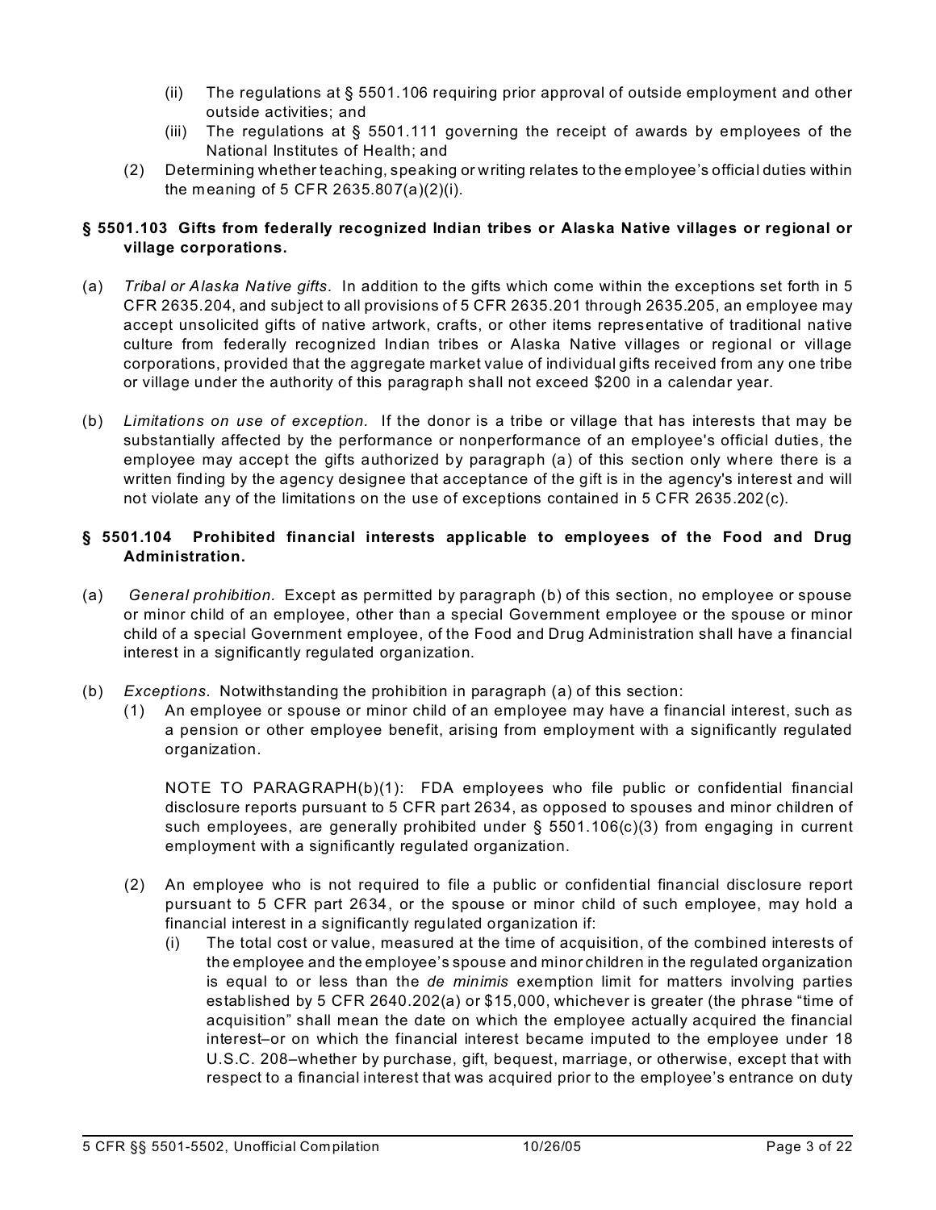(ii) The regulations at § 5501.106 requiring prior approval of outside employment and other outside activities; and

(iii) The regulations at § 5501.111 governing the receipt of awards by employees of the National Institutes of Health; and

(2) Determining whether teaching, speaking or writing relates to the employee's official duties within the meaning of 5 CFR 2635.807(a)(2)(i).

### § 5501.103 Gifts from federally recognized Indian tribes or Alaska Native villages or regional or village corporations.

(a) *Tribal or Alaska Native gifts.* In addition to the gifts which come within the exceptions set forth in 5 CFR 2635.204, and subject to all provisions of 5 CFR 2635.201 through 2635.205, an employee may accept unsolicited gifts of native artwork, crafts, or other items representative of traditional native culture from federally recognized Indian tribes or Alaska Native villages or regional or village corporations, provided that the aggregate market value of individual gifts received from any one tribe or village under the authority of this paragraph shall not exceed $200 in a calendar year.

(b) *Limitations on use of exception.* If the donor is a tribe or village that has interests that may be substantially affected by the performance or nonperformance of an employee's official duties, the employee may accept the gifts authorized by paragraph (a) of this section only where there is a written finding by the agency designee that acceptance of the gift is in the agency's interest and will not violate any of the limitations on the use of exceptions contained in 5 CFR 2635.202(c).

### § 5501.104 Prohibited financial interests applicable to employees of the Food and Drug Administration.

(a) *General prohibition.* Except as permitted by paragraph (b) of this section, no employee or spouse or minor child of an employee, other than a special Government employee or the spouse or minor child of a special Government employee, of the Food and Drug Administration shall have a financial interest in a significantly regulated organization.

(b) *Exceptions*. Notwithstanding the prohibition in paragraph (a) of this section:

(1) An employee or spouse or minor child of an employee may have a financial interest, such as a pension or other employee benefit, arising from employment with a significantly regulated organization.

NOTE TO PARAGRAPH(b)(1): FDA employees who file public or confidential financial disclosure reports pursuant to 5 CFR part 2634, as opposed to spouses and minor children of such employees, are generally prohibited under § 5501.106(c)(3) from engaging in current employment with a significantly regulated organization.

(2) An employee who is not required to file a public or confidential financial disclosure report pursuant to 5 CFR part 2634, or the spouse or minor child of such employee, may hold a financial interest in a significantly regulated organization if:

(i) The total cost or value, measured at the time of acquisition, of the combined interests of the employee and the employee's spouse and minor children in the regulated organization is equal to or less than the *de minimis* exemption limit for matters involving parties established by 5 CFR 2640.202(a) or $15,000, whichever is greater (the phrase "time of acquisition" shall mean the date on which the employee actually acquired the financial interest–or on which the financial interest became imputed to the employee under 18 U.S.C. 208–whether by purchase, gift, bequest, marriage, or otherwise, except that with respect to a financial interest that was acquired prior to the employee's entrance on duty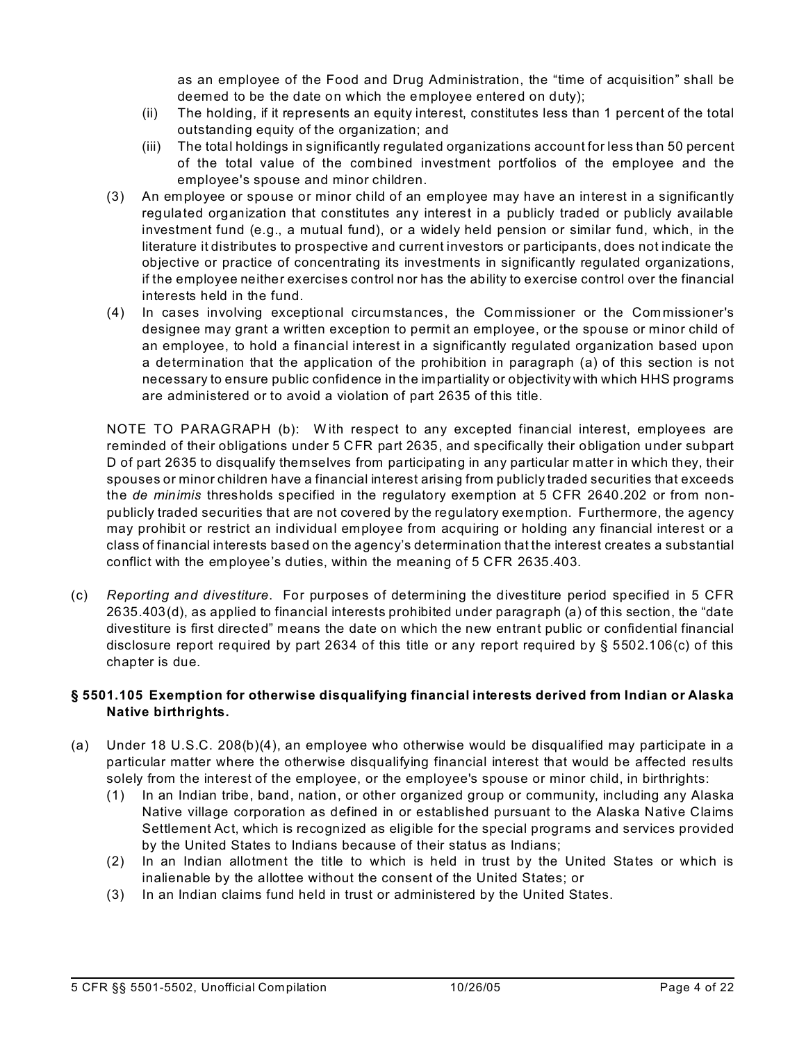as an employee of the Food and Drug Administration, the "time of acquisition" shall be deemed to be the date on which the employee entered on duty);

   (ii) The holding, if it represents an equity interest, constitutes less than 1 percent of the total outstanding equity of the organization; and

   (iii) The total holdings in significantly regulated organizations account for less than 50 percent of the total value of the combined investment portfolios of the employee and the employee's spouse and minor children.

(3) An employee or spouse or minor child of an employee may have an interest in a significantly regulated organization that constitutes any interest in a publicly traded or publicly available investment fund (e.g., a mutual fund), or a widely held pension or similar fund, which, in the literature it distributes to prospective and current investors or participants, does not indicate the objective or practice of concentrating its investments in significantly regulated organizations, if the employee neither exercises control nor has the ability to exercise control over the financial interests held in the fund.

(4) In cases involving exceptional circumstances, the Commissioner or the Commissioner's designee may grant a written exception to permit an employee, or the spouse or minor child of an employee, to hold a financial interest in a significantly regulated organization based upon a determination that the application of the prohibition in paragraph (a) of this section is not necessary to ensure public confidence in the impartiality or objectivity with which HHS programs are administered or to avoid a violation of part 2635 of this title.

NOTE TO PARAGRAPH (b): With respect to any excepted financial interest, employees are reminded of their obligations under 5 CFR part 2635, and specifically their obligation under subpart D of part 2635 to disqualify themselves from participating in any particular matter in which they, their spouses or minor children have a financial interest arising from publicly traded securities that exceeds the *de minimis* thresholds specified in the regulatory exemption at 5 CFR 2640.202 or from non-publicly traded securities that are not covered by the regulatory exemption. Furthermore, the agency may prohibit or restrict an individual employee from acquiring or holding any financial interest or a class of financial interests based on the agency's determination that the interest creates a substantial conflict with the employee's duties, within the meaning of 5 CFR 2635.403.

(c) *Reporting and divestiture*. For purposes of determining the divestiture period specified in 5 CFR 2635.403(d), as applied to financial interests prohibited under paragraph (a) of this section, the "date divestiture is first directed" means the date on which the new entrant public or confidential financial disclosure report required by part 2634 of this title or any report required by § 5502.106(c) of this chapter is due.

### § 5501.105 Exemption for otherwise disqualifying financial interests derived from Indian or Alaska Native birthrights.

(a) Under 18 U.S.C. 208(b)(4), an employee who otherwise would be disqualified may participate in a particular matter where the otherwise disqualifying financial interest that would be affected results solely from the interest of the employee, or the employee's spouse or minor child, in birthrights:

   (1) In an Indian tribe, band, nation, or other organized group or community, including any Alaska Native village corporation as defined in or established pursuant to the Alaska Native Claims Settlement Act, which is recognized as eligible for the special programs and services provided by the United States to Indians because of their status as Indians;

   (2) In an Indian allotment the title to which is held in trust by the United States or which is inalienable by the allottee without the consent of the United States; or

   (3) In an Indian claims fund held in trust or administered by the United States.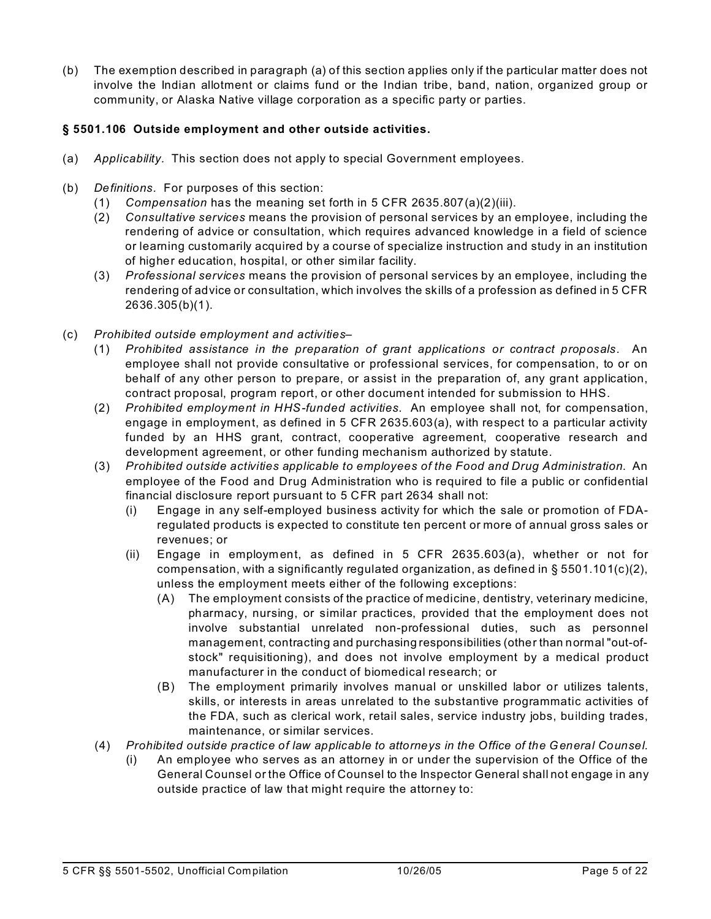(b) The exemption described in paragraph (a) of this section applies only if the particular matter does not involve the Indian allotment or claims fund or the Indian tribe, band, nation, organized group or community, or Alaska Native village corporation as a specific party or parties.

### § 5501.106 Outside employment and other outside activities.

(a) *Applicability.* This section does not apply to special Government employees.

(b) *Definitions.* For purposes of this section:

   (1) *Compensation* has the meaning set forth in 5 CFR 2635.807(a)(2)(iii).

   (2) *Consultative services* means the provision of personal services by an employee, including the rendering of advice or consultation, which requires advanced knowledge in a field of science or learning customarily acquired by a course of specialize instruction and study in an institution of higher education, hospital, or other similar facility.

   (3) *Professional services* means the provision of personal services by an employee, including the rendering of advice or consultation, which involves the skills of a profession as defined in 5 CFR 2636.305(b)(1).

(c) *Prohibited outside employment and activities*–

   (1) *Prohibited assistance in the preparation of grant applications or contract proposals.* An employee shall not provide consultative or professional services, for compensation, to or on behalf of any other person to prepare, or assist in the preparation of, any grant application, contract proposal, program report, or other document intended for submission to HHS.

   (2) *Prohibited employment in HHS-funded activities.* An employee shall not, for compensation, engage in employment, as defined in 5 CFR 2635.603(a), with respect to a particular activity funded by an HHS grant, contract, cooperative agreement, cooperative research and development agreement, or other funding mechanism authorized by statute.

   (3) *Prohibited outside activities applicable to employees of the Food and Drug Administration.* An employee of the Food and Drug Administration who is required to file a public or confidential financial disclosure report pursuant to 5 CFR part 2634 shall not:

      (i) Engage in any self-employed business activity for which the sale or promotion of FDA-regulated products is expected to constitute ten percent or more of annual gross sales or revenues; or

      (ii) Engage in employment, as defined in 5 CFR 2635.603(a), whether or not for compensation, with a significantly regulated organization, as defined in § 5501.101(c)(2), unless the employment meets either of the following exceptions:

         (A) The employment consists of the practice of medicine, dentistry, veterinary medicine, pharmacy, nursing, or similar practices, provided that the employment does not involve substantial unrelated non-professional duties, such as personnel management, contracting and purchasing responsibilities (other than normal "out-of-stock" requisitioning), and does not involve employment by a medical product manufacturer in the conduct of biomedical research; or

         (B) The employment primarily involves manual or unskilled labor or utilizes talents, skills, or interests in areas unrelated to the substantive programmatic activities of the FDA, such as clerical work, retail sales, service industry jobs, building trades, maintenance, or similar services.

   (4) *Prohibited outside practice of law applicable to attorneys in the Office of the General Counsel.*

      (i) An employee who serves as an attorney in or under the supervision of the Office of the General Counsel or the Office of Counsel to the Inspector General shall not engage in any outside practice of law that might require the attorney to: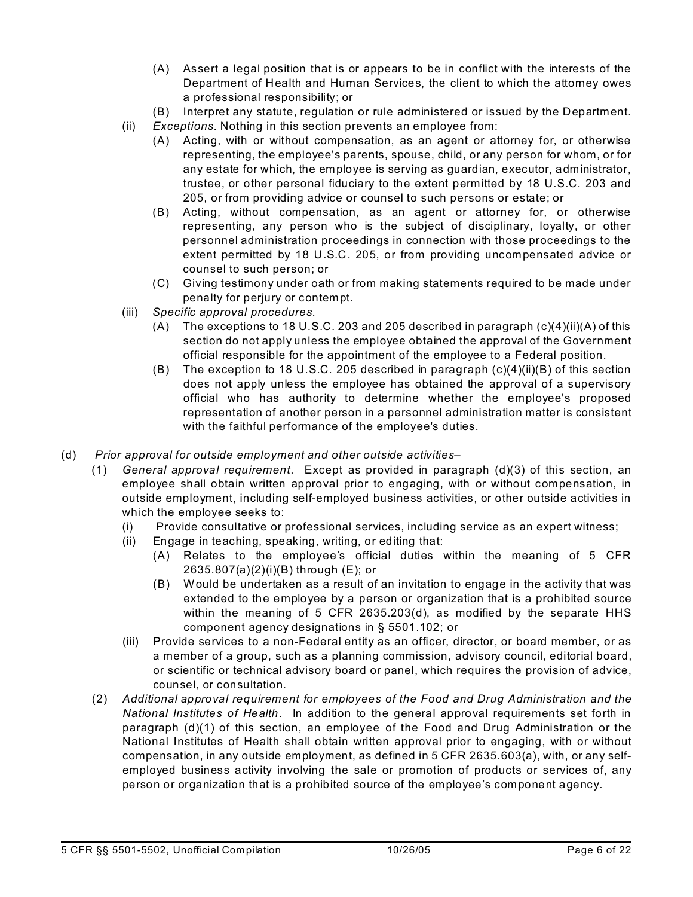(A) Assert a legal position that is or appears to be in conflict with the interests of the Department of Health and Human Services, the client to which the attorney owes a professional responsibility; or

(B) Interpret any statute, regulation or rule administered or issued by the Department.

(ii) *Exceptions.* Nothing in this section prevents an employee from:

(A) Acting, with or without compensation, as an agent or attorney for, or otherwise representing, the employee's parents, spouse, child, or any person for whom, or for any estate for which, the employee is serving as guardian, executor, administrator, trustee, or other personal fiduciary to the extent permitted by 18 U.S.C. 203 and 205, or from providing advice or counsel to such persons or estate; or

(B) Acting, without compensation, as an agent or attorney for, or otherwise representing, any person who is the subject of disciplinary, loyalty, or other personnel administration proceedings in connection with those proceedings to the extent permitted by 18 U.S.C. 205, or from providing uncompensated advice or counsel to such person; or

(C) Giving testimony under oath or from making statements required to be made under penalty for perjury or contempt.

(iii) *Specific approval procedures.*

(A) The exceptions to 18 U.S.C. 203 and 205 described in paragraph (c)(4)(ii)(A) of this section do not apply unless the employee obtained the approval of the Government official responsible for the appointment of the employee to a Federal position.

(B) The exception to 18 U.S.C. 205 described in paragraph (c)(4)(ii)(B) of this section does not apply unless the employee has obtained the approval of a supervisory official who has authority to determine whether the employee's proposed representation of another person in a personnel administration matter is consistent with the faithful performance of the employee's duties.

(d) *Prior approval for outside employment and other outside activities*–

(1) *General approval requirement.* Except as provided in paragraph (d)(3) of this section, an employee shall obtain written approval prior to engaging, with or without compensation, in outside employment, including self-employed business activities, or other outside activities in which the employee seeks to:

(i) Provide consultative or professional services, including service as an expert witness;

(ii) Engage in teaching, speaking, writing, or editing that:

(A) Relates to the employee's official duties within the meaning of 5 CFR 2635.807(a)(2)(i)(B) through (E); or

(B) Would be undertaken as a result of an invitation to engage in the activity that was extended to the employee by a person or organization that is a prohibited source within the meaning of 5 CFR 2635.203(d), as modified by the separate HHS component agency designations in § 5501.102; or

(iii) Provide services to a non-Federal entity as an officer, director, or board member, or as a member of a group, such as a planning commission, advisory council, editorial board, or scientific or technical advisory board or panel, which requires the provision of advice, counsel, or consultation.

(2) *Additional approval requirement for employees of the Food and Drug Administration and the National Institutes of Health.* In addition to the general approval requirements set forth in paragraph (d)(1) of this section, an employee of the Food and Drug Administration or the National Institutes of Health shall obtain written approval prior to engaging, with or without compensation, in any outside employment, as defined in 5 CFR 2635.603(a), with, or any self-employed business activity involving the sale or promotion of products or services of, any person or organization that is a prohibited source of the employee's component agency.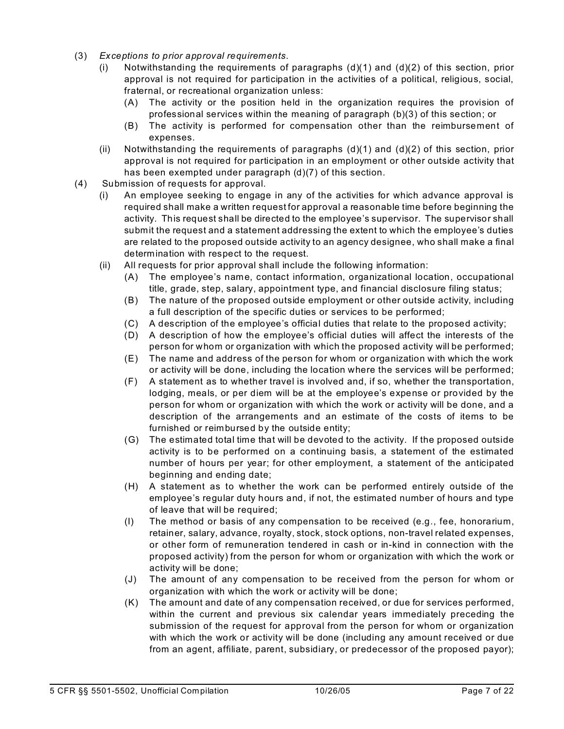(3) *Exceptions to prior approval requirements.*

   (i) Notwithstanding the requirements of paragraphs (d)(1) and (d)(2) of this section, prior approval is not required for participation in the activities of a political, religious, social, fraternal, or recreational organization unless:

      (A) The activity or the position held in the organization requires the provision of professional services within the meaning of paragraph (b)(3) of this section; or

      (B) The activity is performed for compensation other than the reimbursement of expenses.

   (ii) Notwithstanding the requirements of paragraphs (d)(1) and (d)(2) of this section, prior approval is not required for participation in an employment or other outside activity that has been exempted under paragraph (d)(7) of this section.

(4) Submission of requests for approval.

   (i) An employee seeking to engage in any of the activities for which advance approval is required shall make a written request for approval a reasonable time before beginning the activity. This request shall be directed to the employee's supervisor. The supervisor shall submit the request and a statement addressing the extent to which the employee's duties are related to the proposed outside activity to an agency designee, who shall make a final determination with respect to the request.

   (ii) All requests for prior approval shall include the following information:

      (A) The employee's name, contact information, organizational location, occupational title, grade, step, salary, appointment type, and financial disclosure filing status;

      (B) The nature of the proposed outside employment or other outside activity, including a full description of the specific duties or services to be performed;

      (C) A description of the employee's official duties that relate to the proposed activity;

      (D) A description of how the employee's official duties will affect the interests of the person for whom or organization with which the proposed activity will be performed;

      (E) The name and address of the person for whom or organization with which the work or activity will be done, including the location where the services will be performed;

      (F) A statement as to whether travel is involved and, if so, whether the transportation, lodging, meals, or per diem will be at the employee's expense or provided by the person for whom or organization with which the work or activity will be done, and a description of the arrangements and an estimate of the costs of items to be furnished or reimbursed by the outside entity;

      (G) The estimated total time that will be devoted to the activity. If the proposed outside activity is to be performed on a continuing basis, a statement of the estimated number of hours per year; for other employment, a statement of the anticipated beginning and ending date;

      (H) A statement as to whether the work can be performed entirely outside of the employee's regular duty hours and, if not, the estimated number of hours and type of leave that will be required;

      (I) The method or basis of any compensation to be received (e.g., fee, honorarium, retainer, salary, advance, royalty, stock, stock options, non-travel related expenses, or other form of remuneration tendered in cash or in-kind in connection with the proposed activity) from the person for whom or organization with which the work or activity will be done;

      (J) The amount of any compensation to be received from the person for whom or organization with which the work or activity will be done;

      (K) The amount and date of any compensation received, or due for services performed, within the current and previous six calendar years immediately preceding the submission of the request for approval from the person for whom or organization with which the work or activity will be done (including any amount received or due from an agent, affiliate, parent, subsidiary, or predecessor of the proposed payor);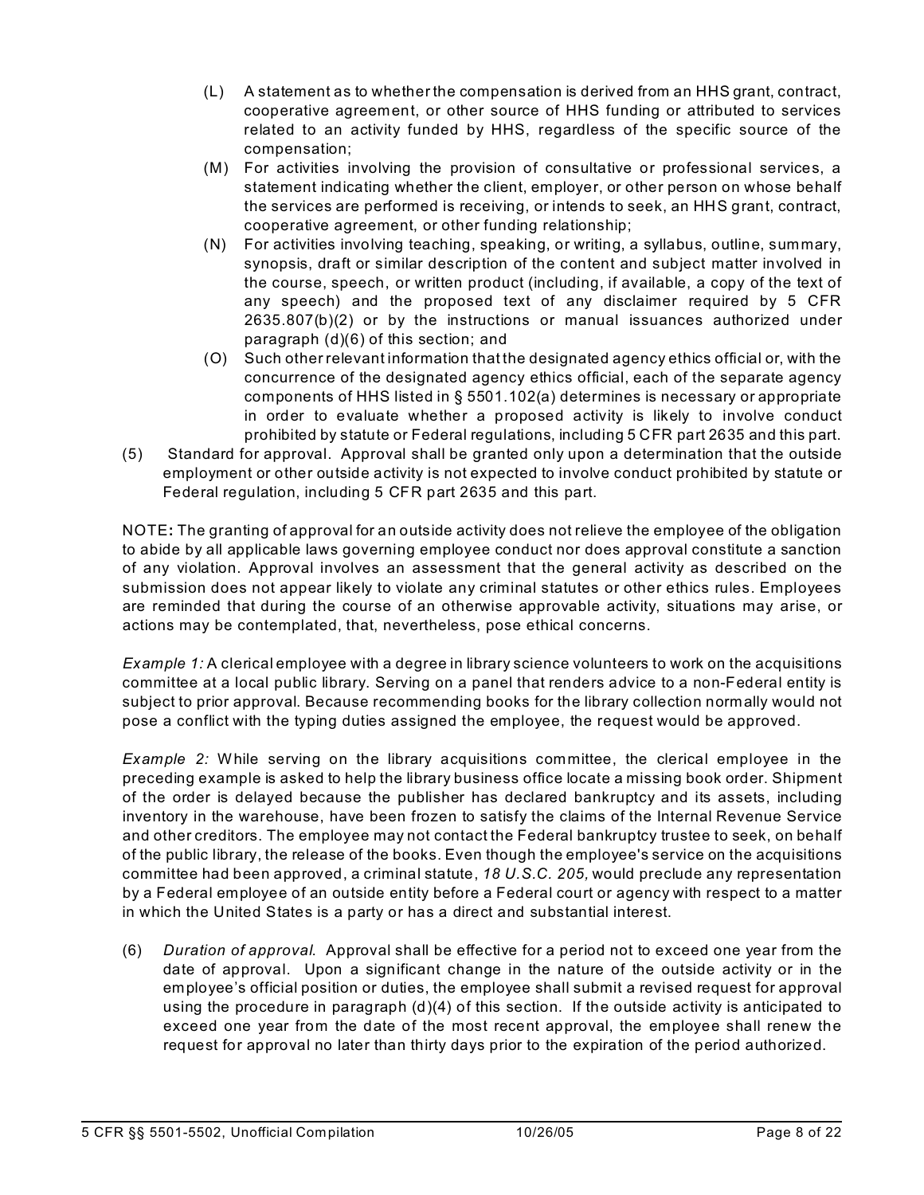(L) A statement as to whether the compensation is derived from an HHS grant, contract, cooperative agreement, or other source of HHS funding or attributed to services related to an activity funded by HHS, regardless of the specific source of the compensation;

(M) For activities involving the provision of consultative or professional services, a statement indicating whether the client, employer, or other person on whose behalf the services are performed is receiving, or intends to seek, an HHS grant, contract, cooperative agreement, or other funding relationship;

(N) For activities involving teaching, speaking, or writing, a syllabus, outline, summary, synopsis, draft or similar description of the content and subject matter involved in the course, speech, or written product (including, if available, a copy of the text of any speech) and the proposed text of any disclaimer required by 5 CFR 2635.807(b)(2) or by the instructions or manual issuances authorized under paragraph (d)(6) of this section; and

(O) Such other relevant information that the designated agency ethics official or, with the concurrence of the designated agency ethics official, each of the separate agency components of HHS listed in § 5501.102(a) determines is necessary or appropriate in order to evaluate whether a proposed activity is likely to involve conduct prohibited by statute or Federal regulations, including 5 CFR part 2635 and this part.

(5) Standard for approval. Approval shall be granted only upon a determination that the outside employment or other outside activity is not expected to involve conduct prohibited by statute or Federal regulation, including 5 CFR part 2635 and this part.

NOTE**:** The granting of approval for an outside activity does not relieve the employee of the obligation to abide by all applicable laws governing employee conduct nor does approval constitute a sanction of any violation. Approval involves an assessment that the general activity as described on the submission does not appear likely to violate any criminal statutes or other ethics rules. Employees are reminded that during the course of an otherwise approvable activity, situations may arise, or actions may be contemplated, that, nevertheless, pose ethical concerns.

*Example 1:* A clerical employee with a degree in library science volunteers to work on the acquisitions committee at a local public library. Serving on a panel that renders advice to a non-Federal entity is subject to prior approval. Because recommending books for the library collection normally would not pose a conflict with the typing duties assigned the employee, the request would be approved.

*Example 2:* While serving on the library acquisitions committee, the clerical employee in the preceding example is asked to help the library business office locate a missing book order. Shipment of the order is delayed because the publisher has declared bankruptcy and its assets, including inventory in the warehouse, have been frozen to satisfy the claims of the Internal Revenue Service and other creditors. The employee may not contact the Federal bankruptcy trustee to seek, on behalf of the public library, the release of the books. Even though the employee's service on the acquisitions committee had been approved, a criminal statute, *18 U.S.C. 205,* would preclude any representation by a Federal employee of an outside entity before a Federal court or agency with respect to a matter in which the United States is a party or has a direct and substantial interest.

(6) *Duration of approval.* Approval shall be effective for a period not to exceed one year from the date of approval. Upon a significant change in the nature of the outside activity or in the employee's official position or duties, the employee shall submit a revised request for approval using the procedure in paragraph (d)(4) of this section. If the outside activity is anticipated to exceed one year from the date of the most recent approval, the employee shall renew the request for approval no later than thirty days prior to the expiration of the period authorized.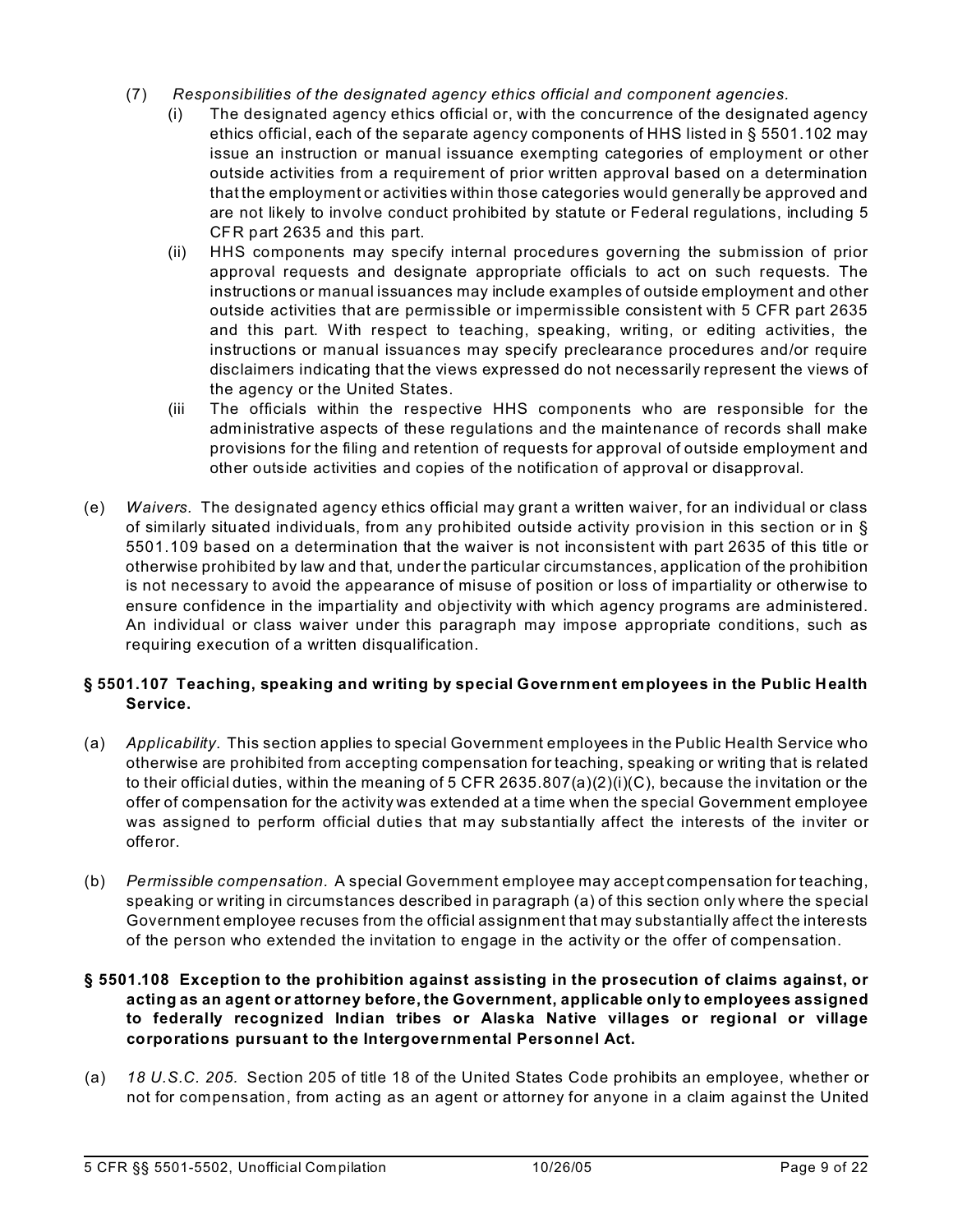(7) *Responsibilities of the designated agency ethics official and component agencies.*

(i) The designated agency ethics official or, with the concurrence of the designated agency ethics official, each of the separate agency components of HHS listed in § 5501.102 may issue an instruction or manual issuance exempting categories of employment or other outside activities from a requirement of prior written approval based on a determination that the employment or activities within those categories would generally be approved and are not likely to involve conduct prohibited by statute or Federal regulations, including 5 CFR part 2635 and this part.

(ii) HHS components may specify internal procedures governing the submission of prior approval requests and designate appropriate officials to act on such requests. The instructions or manual issuances may include examples of outside employment and other outside activities that are permissible or impermissible consistent with 5 CFR part 2635 and this part. With respect to teaching, speaking, writing, or editing activities, the instructions or manual issuances may specify preclearance procedures and/or require disclaimers indicating that the views expressed do not necessarily represent the views of the agency or the United States.

(iii The officials within the respective HHS components who are responsible for the administrative aspects of these regulations and the maintenance of records shall make provisions for the filing and retention of requests for approval of outside employment and other outside activities and copies of the notification of approval or disapproval.

(e) *Waivers.* The designated agency ethics official may grant a written waiver, for an individual or class of similarly situated individuals, from any prohibited outside activity provision in this section or in § 5501.109 based on a determination that the waiver is not inconsistent with part 2635 of this title or otherwise prohibited by law and that, under the particular circumstances, application of the prohibition is not necessary to avoid the appearance of misuse of position or loss of impartiality or otherwise to ensure confidence in the impartiality and objectivity with which agency programs are administered. An individual or class waiver under this paragraph may impose appropriate conditions, such as requiring execution of a written disqualification.

**§ 5501.107 Teaching, speaking and writing by special Government employees in the Public Health Service.**

(a) *Applicability.* This section applies to special Government employees in the Public Health Service who otherwise are prohibited from accepting compensation for teaching, speaking or writing that is related to their official duties, within the meaning of 5 CFR 2635.807(a)(2)(i)(C), because the invitation or the offer of compensation for the activity was extended at a time when the special Government employee was assigned to perform official duties that may substantially affect the interests of the inviter or offeror.

(b) *Permissible compensation.* A special Government employee may accept compensation for teaching, speaking or writing in circumstances described in paragraph (a) of this section only where the special Government employee recuses from the official assignment that may substantially affect the interests of the person who extended the invitation to engage in the activity or the offer of compensation.

**§ 5501.108 Exception to the prohibition against assisting in the prosecution of claims against, or acting as an agent or attorney before, the Government, applicable only to employees assigned to federally recognized Indian tribes or Alaska Native villages or regional or village corporations pursuant to the Intergovernmental Personnel Act.**

(a) *18 U.S.C. 205.* Section 205 of title 18 of the United States Code prohibits an employee, whether or not for compensation, from acting as an agent or attorney for anyone in a claim against the United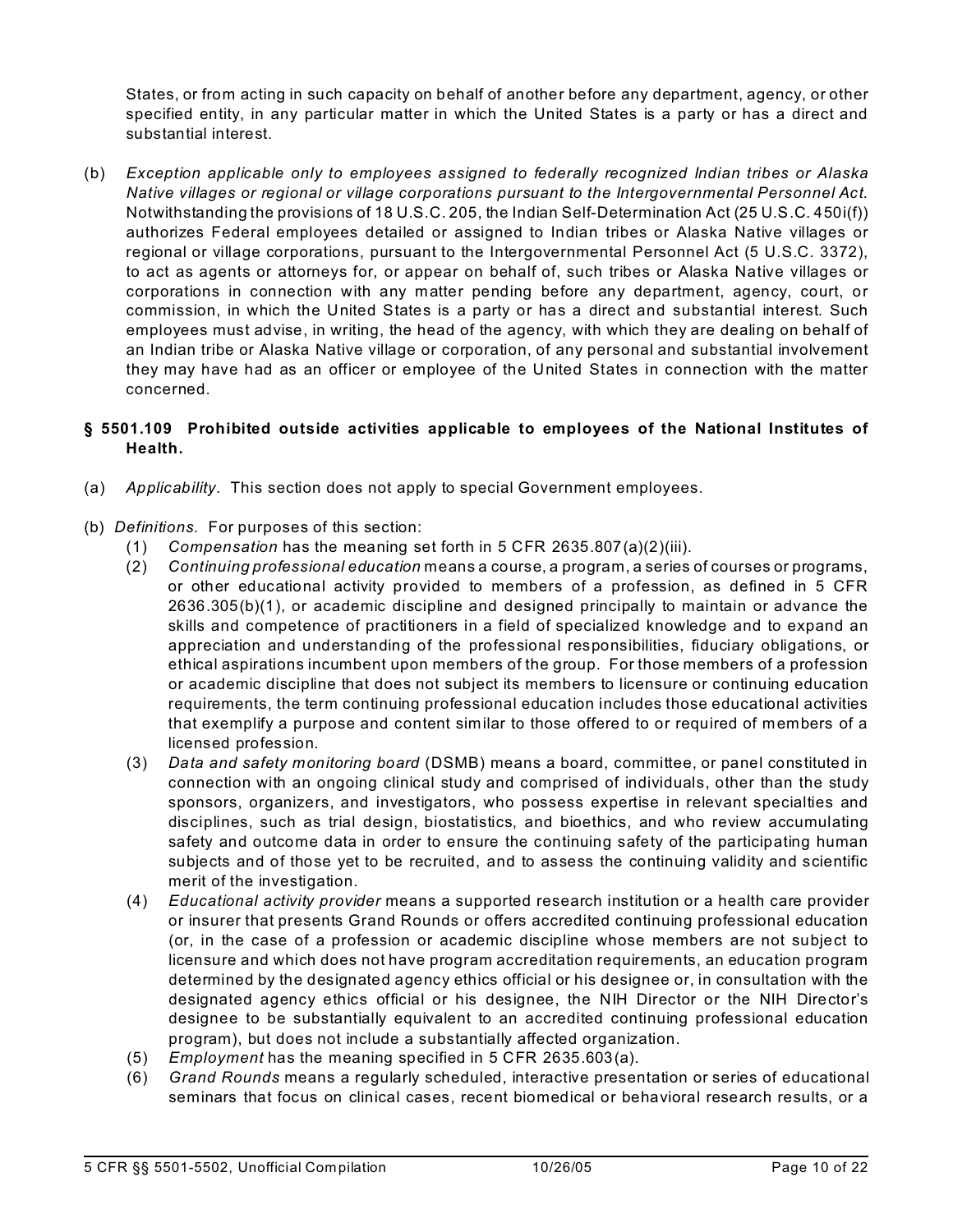States, or from acting in such capacity on behalf of another before any department, agency, or other specified entity, in any particular matter in which the United States is a party or has a direct and substantial interest.

(b) *Exception applicable only to employees assigned to federally recognized Indian tribes or Alaska Native villages or regional or village corporations pursuant to the Intergovernmental Personnel Act.* Notwithstanding the provisions of 18 U.S.C. 205, the Indian Self-Determination Act (25 U.S.C. 450i(f)) authorizes Federal employees detailed or assigned to Indian tribes or Alaska Native villages or regional or village corporations, pursuant to the Intergovernmental Personnel Act (5 U.S.C. 3372), to act as agents or attorneys for, or appear on behalf of, such tribes or Alaska Native villages or corporations in connection with any matter pending before any department, agency, court, or commission, in which the United States is a party or has a direct and substantial interest. Such employees must advise, in writing, the head of the agency, with which they are dealing on behalf of an Indian tribe or Alaska Native village or corporation, of any personal and substantial involvement they may have had as an officer or employee of the United States in connection with the matter concerned.

### § 5501.109 Prohibited outside activities applicable to employees of the National Institutes of Health.

(a) *Applicability*. This section does not apply to special Government employees.

(b) *Definitions*. For purposes of this section:

(1) *Compensation* has the meaning set forth in 5 CFR 2635.807(a)(2)(iii).

(2) *Continuing professional education* means a course, a program, a series of courses or programs, or other educational activity provided to members of a profession, as defined in 5 CFR 2636.305(b)(1), or academic discipline and designed principally to maintain or advance the skills and competence of practitioners in a field of specialized knowledge and to expand an appreciation and understanding of the professional responsibilities, fiduciary obligations, or ethical aspirations incumbent upon members of the group. For those members of a profession or academic discipline that does not subject its members to licensure or continuing education requirements, the term continuing professional education includes those educational activities that exemplify a purpose and content similar to those offered to or required of members of a licensed profession.

(3) *Data and safety monitoring board* (DSMB) means a board, committee, or panel constituted in connection with an ongoing clinical study and comprised of individuals, other than the study sponsors, organizers, and investigators, who possess expertise in relevant specialties and disciplines, such as trial design, biostatistics, and bioethics, and who review accumulating safety and outcome data in order to ensure the continuing safety of the participating human subjects and of those yet to be recruited, and to assess the continuing validity and scientific merit of the investigation.

(4) *Educational activity provider* means a supported research institution or a health care provider or insurer that presents Grand Rounds or offers accredited continuing professional education (or, in the case of a profession or academic discipline whose members are not subject to licensure and which does not have program accreditation requirements, an education program determined by the designated agency ethics official or his designee or, in consultation with the designated agency ethics official or his designee, the NIH Director or the NIH Director's designee to be substantially equivalent to an accredited continuing professional education program), but does not include a substantially affected organization.

(5) *Employment* has the meaning specified in 5 CFR 2635.603(a).

(6) *Grand Rounds* means a regularly scheduled, interactive presentation or series of educational seminars that focus on clinical cases, recent biomedical or behavioral research results, or a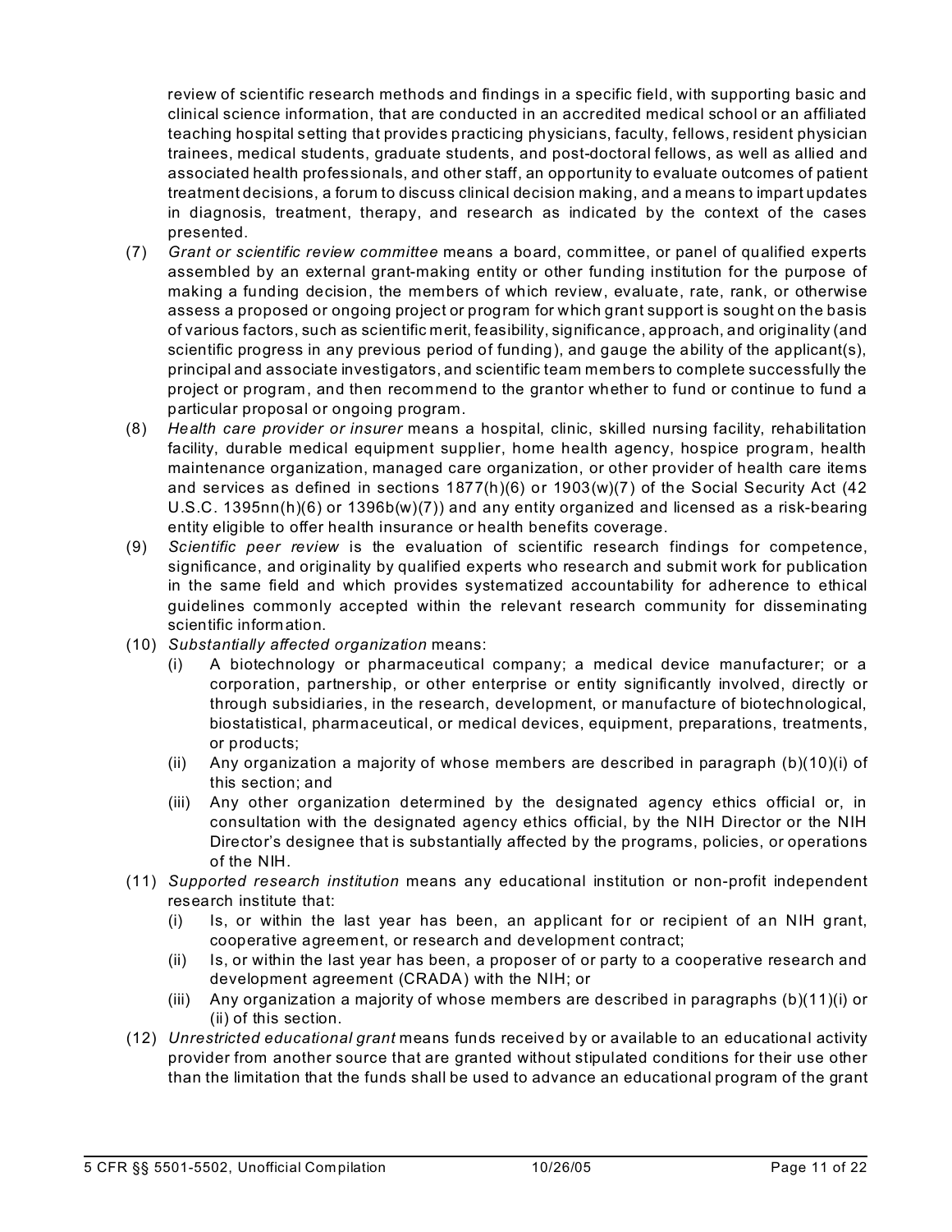review of scientific research methods and findings in a specific field, with supporting basic and clinical science information, that are conducted in an accredited medical school or an affiliated teaching hospital setting that provides practicing physicians, faculty, fellows, resident physician trainees, medical students, graduate students, and post-doctoral fellows, as well as allied and associated health professionals, and other staff, an opportunity to evaluate outcomes of patient treatment decisions, a forum to discuss clinical decision making, and a means to impart updates in diagnosis, treatment, therapy, and research as indicated by the context of the cases presented.

(7) *Grant or scientific review committee* means a board, committee, or panel of qualified experts assembled by an external grant-making entity or other funding institution for the purpose of making a funding decision, the members of which review, evaluate, rate, rank, or otherwise assess a proposed or ongoing project or program for which grant support is sought on the basis of various factors, such as scientific merit, feasibility, significance, approach, and originality (and scientific progress in any previous period of funding), and gauge the ability of the applicant(s), principal and associate investigators, and scientific team members to complete successfully the project or program, and then recommend to the grantor whether to fund or continue to fund a particular proposal or ongoing program.

(8) *Health care provider or insurer* means a hospital, clinic, skilled nursing facility, rehabilitation facility, durable medical equipment supplier, home health agency, hospice program, health maintenance organization, managed care organization, or other provider of health care items and services as defined in sections 1877(h)(6) or 1903(w)(7) of the Social Security Act (42 U.S.C. 1395nn(h)(6) or 1396b(w)(7)) and any entity organized and licensed as a risk-bearing entity eligible to offer health insurance or health benefits coverage.

(9) *Scientific peer review* is the evaluation of scientific research findings for competence, significance, and originality by qualified experts who research and submit work for publication in the same field and which provides systematized accountability for adherence to ethical guidelines commonly accepted within the relevant research community for disseminating scientific information.

(10) *Substantially affected organization* means:

   (i) A biotechnology or pharmaceutical company; a medical device manufacturer; or a corporation, partnership, or other enterprise or entity significantly involved, directly or through subsidiaries, in the research, development, or manufacture of biotechnological, biostatistical, pharmaceutical, or medical devices, equipment, preparations, treatments, or products;

   (ii) Any organization a majority of whose members are described in paragraph (b)(10)(i) of this section; and

   (iii) Any other organization determined by the designated agency ethics official or, in consultation with the designated agency ethics official, by the NIH Director or the NIH Director's designee that is substantially affected by the programs, policies, or operations of the NIH.

(11) *Supported research institution* means any educational institution or non-profit independent research institute that:

   (i) Is, or within the last year has been, an applicant for or recipient of an NIH grant, cooperative agreement, or research and development contract;

   (ii) Is, or within the last year has been, a proposer of or party to a cooperative research and development agreement (CRADA) with the NIH; or

   (iii) Any organization a majority of whose members are described in paragraphs (b)(11)(i) or (ii) of this section.

(12) *Unrestricted educational grant* means funds received by or available to an educational activity provider from another source that are granted without stipulated conditions for their use other than the limitation that the funds shall be used to advance an educational program of the grant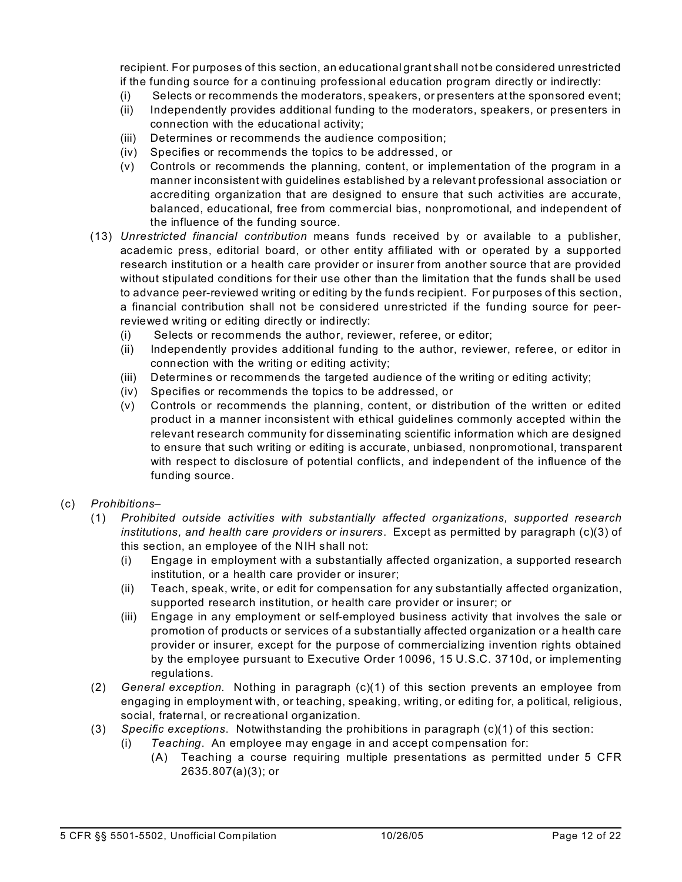recipient. For purposes of this section, an educational grant shall not be considered unrestricted if the funding source for a continuing professional education program directly or indirectly:

- (i) Selects or recommends the moderators, speakers, or presenters at the sponsored event;
- (ii) Independently provides additional funding to the moderators, speakers, or presenters in connection with the educational activity;
- (iii) Determines or recommends the audience composition;
- (iv) Specifies or recommends the topics to be addressed, or
- (v) Controls or recommends the planning, content, or implementation of the program in a manner inconsistent with guidelines established by a relevant professional association or accrediting organization that are designed to ensure that such activities are accurate, balanced, educational, free from commercial bias, nonpromotional, and independent of the influence of the funding source.

(13) *Unrestricted financial contribution* means funds received by or available to a publisher, academic press, editorial board, or other entity affiliated with or operated by a supported research institution or a health care provider or insurer from another source that are provided without stipulated conditions for their use other than the limitation that the funds shall be used to advance peer-reviewed writing or editing by the funds recipient. For purposes of this section, a financial contribution shall not be considered unrestricted if the funding source for peer-reviewed writing or editing directly or indirectly:

- (i) Selects or recommends the author, reviewer, referee, or editor;
- (ii) Independently provides additional funding to the author, reviewer, referee, or editor in connection with the writing or editing activity;
- (iii) Determines or recommends the targeted audience of the writing or editing activity;
- (iv) Specifies or recommends the topics to be addressed, or
- (v) Controls or recommends the planning, content, or distribution of the written or edited product in a manner inconsistent with ethical guidelines commonly accepted within the relevant research community for disseminating scientific information which are designed to ensure that such writing or editing is accurate, unbiased, nonpromotional, transparent with respect to disclosure of potential conflicts, and independent of the influence of the funding source.

(c) *Prohibitions*–

(1) *Prohibited outside activities with substantially affected organizations, supported research institutions, and health care providers or insurers*. Except as permitted by paragraph (c)(3) of this section, an employee of the NIH shall not:

- (i) Engage in employment with a substantially affected organization, a supported research institution, or a health care provider or insurer;
- (ii) Teach, speak, write, or edit for compensation for any substantially affected organization, supported research institution, or health care provider or insurer; or
- (iii) Engage in any employment or self-employed business activity that involves the sale or promotion of products or services of a substantially affected organization or a health care provider or insurer, except for the purpose of commercializing invention rights obtained by the employee pursuant to Executive Order 10096, 15 U.S.C. 3710d, or implementing regulations.

(2) *General exception*. Nothing in paragraph (c)(1) of this section prevents an employee from engaging in employment with, or teaching, speaking, writing, or editing for, a political, religious, social, fraternal, or recreational organization.

(3) *Specific exceptions*. Notwithstanding the prohibitions in paragraph (c)(1) of this section:

- (i) *Teaching*. An employee may engage in and accept compensation for:
  - (A) Teaching a course requiring multiple presentations as permitted under 5 CFR 2635.807(a)(3); or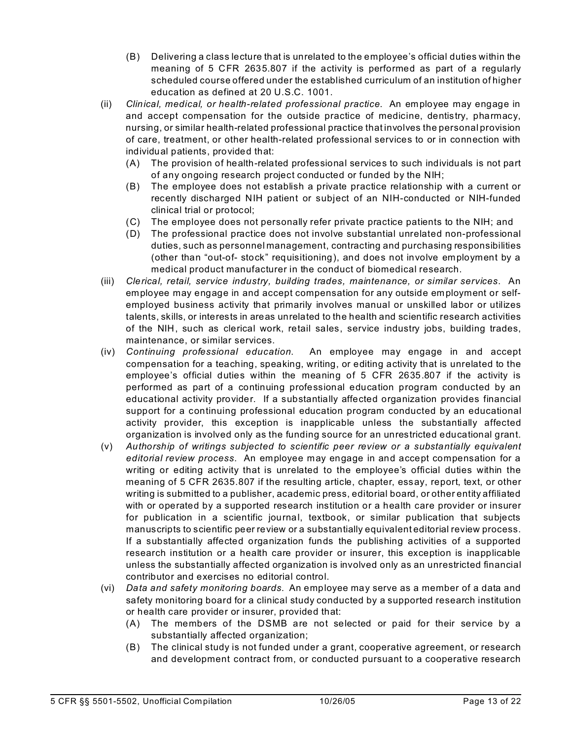(B) Delivering a class lecture that is unrelated to the employee's official duties within the meaning of 5 CFR 2635.807 if the activity is performed as part of a regularly scheduled course offered under the established curriculum of an institution of higher education as defined at 20 U.S.C. 1001.

(ii) *Clinical, medical, or health-related professional practice.* An employee may engage in and accept compensation for the outside practice of medicine, dentistry, pharmacy, nursing, or similar health-related professional practice that involves the personal provision of care, treatment, or other health-related professional services to or in connection with individual patients, provided that:

(A) The provision of health-related professional services to such individuals is not part of any ongoing research project conducted or funded by the NIH;

(B) The employee does not establish a private practice relationship with a current or recently discharged NIH patient or subject of an NIH-conducted or NIH-funded clinical trial or protocol;

(C) The employee does not personally refer private practice patients to the NIH; and

(D) The professional practice does not involve substantial unrelated non-professional duties, such as personnel management, contracting and purchasing responsibilities (other than "out-of- stock" requisitioning), and does not involve employment by a medical product manufacturer in the conduct of biomedical research.

(iii) *Clerical, retail, service industry, building trades, maintenance, or similar services.* An employee may engage in and accept compensation for any outside employment or self-employed business activity that primarily involves manual or unskilled labor or utilizes talents, skills, or interests in areas unrelated to the health and scientific research activities of the NIH, such as clerical work, retail sales, service industry jobs, building trades, maintenance, or similar services.

(iv) *Continuing professional education.* An employee may engage in and accept compensation for a teaching, speaking, writing, or editing activity that is unrelated to the employee's official duties within the meaning of 5 CFR 2635.807 if the activity is performed as part of a continuing professional education program conducted by an educational activity provider. If a substantially affected organization provides financial support for a continuing professional education program conducted by an educational activity provider, this exception is inapplicable unless the substantially affected organization is involved only as the funding source for an unrestricted educational grant.

(v) *Authorship of writings subjected to scientific peer review or a substantially equivalent editorial review process.* An employee may engage in and accept compensation for a writing or editing activity that is unrelated to the employee's official duties within the meaning of 5 CFR 2635.807 if the resulting article, chapter, essay, report, text, or other writing is submitted to a publisher, academic press, editorial board, or other entity affiliated with or operated by a supported research institution or a health care provider or insurer for publication in a scientific journal, textbook, or similar publication that subjects manuscripts to scientific peer review or a substantially equivalent editorial review process. If a substantially affected organization funds the publishing activities of a supported research institution or a health care provider or insurer, this exception is inapplicable unless the substantially affected organization is involved only as an unrestricted financial contributor and exercises no editorial control.

(vi) *Data and safety monitoring boards.* An employee may serve as a member of a data and safety monitoring board for a clinical study conducted by a supported research institution or health care provider or insurer, provided that:

(A) The members of the DSMB are not selected or paid for their service by a substantially affected organization;

(B) The clinical study is not funded under a grant, cooperative agreement, or research and development contract from, or conducted pursuant to a cooperative research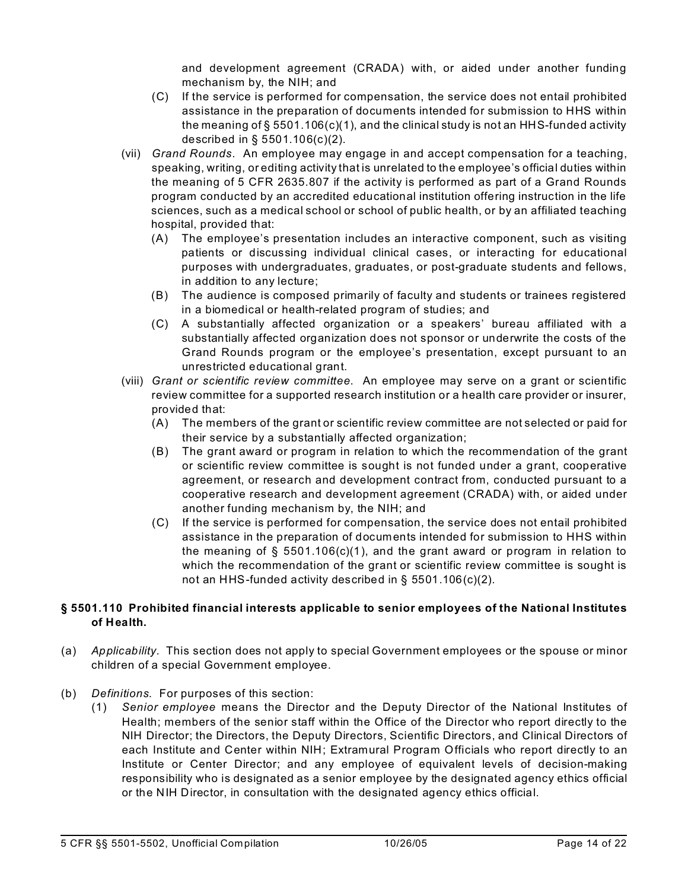and development agreement (CRADA) with, or aided under another funding mechanism by, the NIH; and

(C) If the service is performed for compensation, the service does not entail prohibited assistance in the preparation of documents intended for submission to HHS within the meaning of § 5501.106(c)(1), and the clinical study is not an HHS-funded activity described in § 5501.106(c)(2).

(vii) *Grand Rounds*. An employee may engage in and accept compensation for a teaching, speaking, writing, or editing activity that is unrelated to the employee's official duties within the meaning of 5 CFR 2635.807 if the activity is performed as part of a Grand Rounds program conducted by an accredited educational institution offering instruction in the life sciences, such as a medical school or school of public health, or by an affiliated teaching hospital, provided that:

(A) The employee's presentation includes an interactive component, such as visiting patients or discussing individual clinical cases, or interacting for educational purposes with undergraduates, graduates, or post-graduate students and fellows, in addition to any lecture;

(B) The audience is composed primarily of faculty and students or trainees registered in a biomedical or health-related program of studies; and

(C) A substantially affected organization or a speakers' bureau affiliated with a substantially affected organization does not sponsor or underwrite the costs of the Grand Rounds program or the employee's presentation, except pursuant to an unrestricted educational grant.

(viii) *Grant or scientific review committee*. An employee may serve on a grant or scientific review committee for a supported research institution or a health care provider or insurer, provided that:

(A) The members of the grant or scientific review committee are not selected or paid for their service by a substantially affected organization;

(B) The grant award or program in relation to which the recommendation of the grant or scientific review committee is sought is not funded under a grant, cooperative agreement, or research and development contract from, conducted pursuant to a cooperative research and development agreement (CRADA) with, or aided under another funding mechanism by, the NIH; and

(C) If the service is performed for compensation, the service does not entail prohibited assistance in the preparation of documents intended for submission to HHS within the meaning of § 5501.106(c)(1), and the grant award or program in relation to which the recommendation of the grant or scientific review committee is sought is not an HHS-funded activity described in § 5501.106(c)(2).

**§ 5501.110 Prohibited financial interests applicable to senior employees of the National Institutes of Health.**

(a) *Applicability*. This section does not apply to special Government employees or the spouse or minor children of a special Government employee.

(b) *Definitions*. For purposes of this section:

(1) *Senior employee* means the Director and the Deputy Director of the National Institutes of Health; members of the senior staff within the Office of the Director who report directly to the NIH Director; the Directors, the Deputy Directors, Scientific Directors, and Clinical Directors of each Institute and Center within NIH; Extramural Program Officials who report directly to an Institute or Center Director; and any employee of equivalent levels of decision-making responsibility who is designated as a senior employee by the designated agency ethics official or the NIH Director, in consultation with the designated agency ethics official.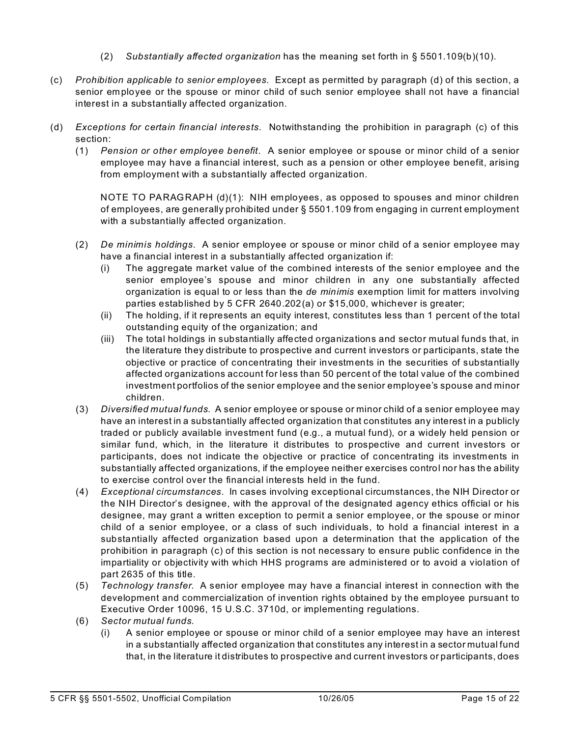(2) *Substantially affected organization* has the meaning set forth in § 5501.109(b)(10).

(c) *Prohibition applicable to senior employees*. Except as permitted by paragraph (d) of this section, a senior employee or the spouse or minor child of such senior employee shall not have a financial interest in a substantially affected organization.

(d) *Exceptions for certain financial interests*. Notwithstanding the prohibition in paragraph (c) of this section:

(1) *Pension or other employee benefit*. A senior employee or spouse or minor child of a senior employee may have a financial interest, such as a pension or other employee benefit, arising from employment with a substantially affected organization.

NOTE TO PARAGRAPH (d)(1): NIH employees, as opposed to spouses and minor children of employees, are generally prohibited under § 5501.109 from engaging in current employment with a substantially affected organization.

(2) *De minimis holdings*. A senior employee or spouse or minor child of a senior employee may have a financial interest in a substantially affected organization if:

(i) The aggregate market value of the combined interests of the senior employee and the senior employee's spouse and minor children in any one substantially affected organization is equal to or less than the *de minimis* exemption limit for matters involving parties established by 5 CFR 2640.202(a) or $15,000, whichever is greater;

(ii) The holding, if it represents an equity interest, constitutes less than 1 percent of the total outstanding equity of the organization; and

(iii) The total holdings in substantially affected organizations and sector mutual funds that, in the literature they distribute to prospective and current investors or participants, state the objective or practice of concentrating their investments in the securities of substantially affected organizations account for less than 50 percent of the total value of the combined investment portfolios of the senior employee and the senior employee's spouse and minor children.

(3) *Diversified mutual funds*. A senior employee or spouse or minor child of a senior employee may have an interest in a substantially affected organization that constitutes any interest in a publicly traded or publicly available investment fund (e.g., a mutual fund), or a widely held pension or similar fund, which, in the literature it distributes to prospective and current investors or participants, does not indicate the objective or practice of concentrating its investments in substantially affected organizations, if the employee neither exercises control nor has the ability to exercise control over the financial interests held in the fund.

(4) *Exceptional circumstances*. In cases involving exceptional circumstances, the NIH Director or the NIH Director's designee, with the approval of the designated agency ethics official or his designee, may grant a written exception to permit a senior employee, or the spouse or minor child of a senior employee, or a class of such individuals, to hold a financial interest in a substantially affected organization based upon a determination that the application of the prohibition in paragraph (c) of this section is not necessary to ensure public confidence in the impartiality or objectivity with which HHS programs are administered or to avoid a violation of part 2635 of this title.

(5) *Technology transfer*. A senior employee may have a financial interest in connection with the development and commercialization of invention rights obtained by the employee pursuant to Executive Order 10096, 15 U.S.C. 3710d, or implementing regulations.

(6) *Sector mutual funds*.

(i) A senior employee or spouse or minor child of a senior employee may have an interest in a substantially affected organization that constitutes any interest in a sector mutual fund that, in the literature it distributes to prospective and current investors or participants, does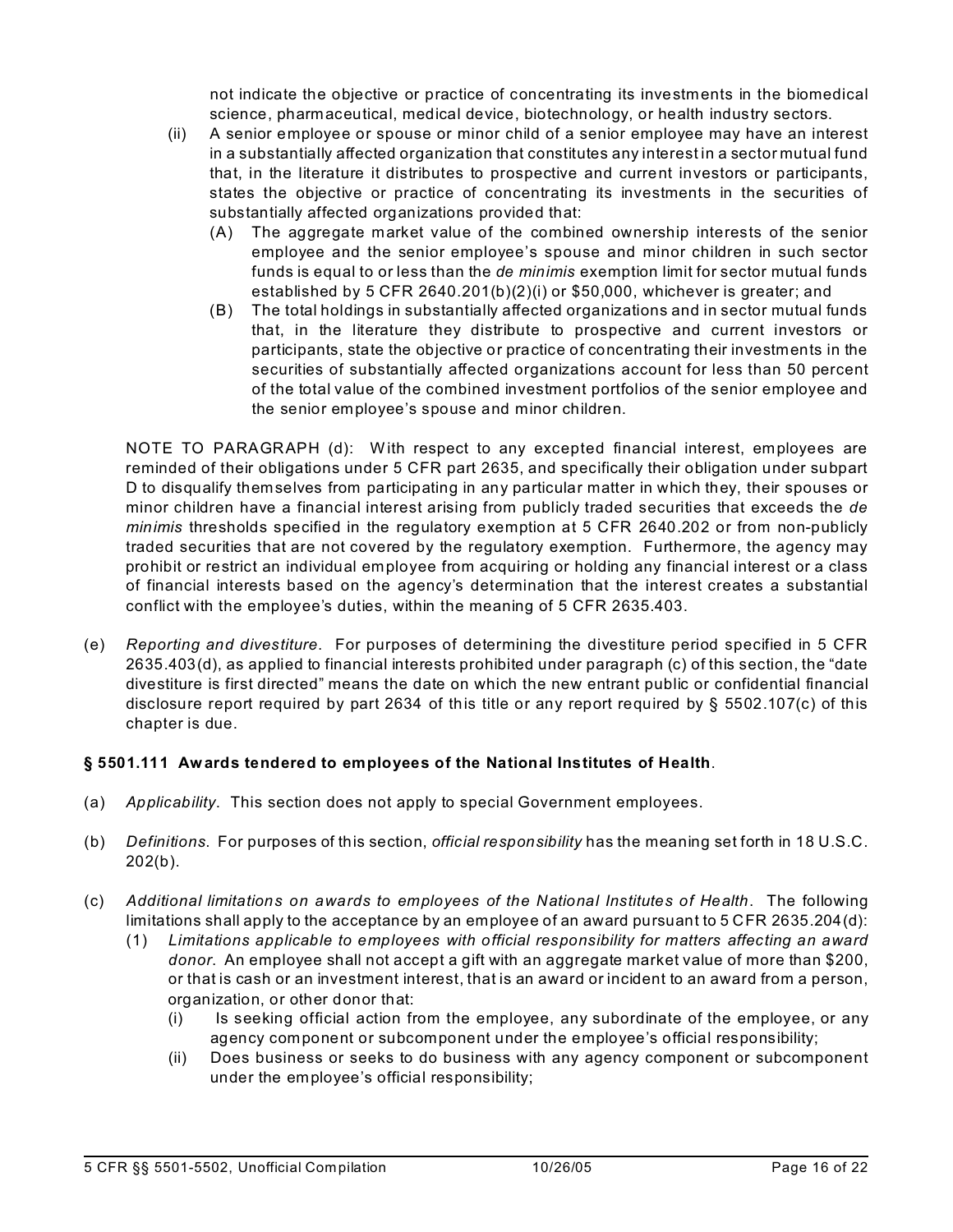not indicate the objective or practice of concentrating its investments in the biomedical science, pharmaceutical, medical device, biotechnology, or health industry sectors.

(ii) A senior employee or spouse or minor child of a senior employee may have an interest in a substantially affected organization that constitutes any interest in a sector mutual fund that, in the literature it distributes to prospective and current investors or participants, states the objective or practice of concentrating its investments in the securities of substantially affected organizations provided that:

(A) The aggregate market value of the combined ownership interests of the senior employee and the senior employee's spouse and minor children in such sector funds is equal to or less than the *de minimis* exemption limit for sector mutual funds established by 5 CFR 2640.201(b)(2)(i) or $50,000, whichever is greater; and

(B) The total holdings in substantially affected organizations and in sector mutual funds that, in the literature they distribute to prospective and current investors or participants, state the objective or practice of concentrating their investments in the securities of substantially affected organizations account for less than 50 percent of the total value of the combined investment portfolios of the senior employee and the senior employee's spouse and minor children.

NOTE TO PARAGRAPH (d): With respect to any excepted financial interest, employees are reminded of their obligations under 5 CFR part 2635, and specifically their obligation under subpart D to disqualify themselves from participating in any particular matter in which they, their spouses or minor children have a financial interest arising from publicly traded securities that exceeds the *de minimis* thresholds specified in the regulatory exemption at 5 CFR 2640.202 or from non-publicly traded securities that are not covered by the regulatory exemption. Furthermore, the agency may prohibit or restrict an individual employee from acquiring or holding any financial interest or a class of financial interests based on the agency's determination that the interest creates a substantial conflict with the employee's duties, within the meaning of 5 CFR 2635.403.

(e) *Reporting and divestiture*. For purposes of determining the divestiture period specified in 5 CFR 2635.403(d), as applied to financial interests prohibited under paragraph (c) of this section, the "date divestiture is first directed" means the date on which the new entrant public or confidential financial disclosure report required by part 2634 of this title or any report required by § 5502.107(c) of this chapter is due.

**§ 5501.111 Awards tendered to employees of the National Institutes of Health**.

(a) *Applicability*. This section does not apply to special Government employees.

(b) *Definitions.* For purposes of this section, *official responsibility* has the meaning set forth in 18 U.S.C. 202(b).

(c) *Additional limitations on awards to employees of the National Institutes of Health*. The following limitations shall apply to the acceptance by an employee of an award pursuant to 5 CFR 2635.204(d):

(1) *Limitations applicable to employees with official responsibility for matters affecting an award donor.* An employee shall not accept a gift with an aggregate market value of more than $200, or that is cash or an investment interest, that is an award or incident to an award from a person, organization, or other donor that:

(i) Is seeking official action from the employee, any subordinate of the employee, or any agency component or subcomponent under the employee's official responsibility;

(ii) Does business or seeks to do business with any agency component or subcomponent under the employee's official responsibility;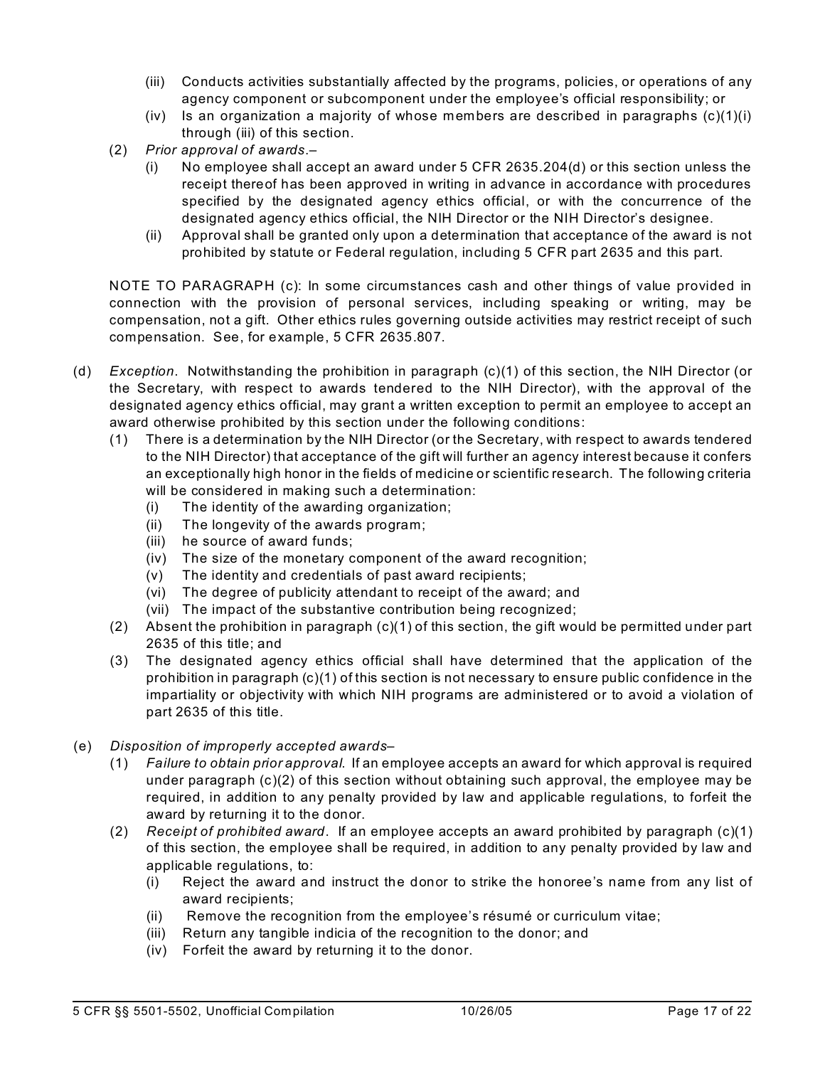(iii) Conducts activities substantially affected by the programs, policies, or operations of any agency component or subcomponent under the employee's official responsibility; or

(iv) Is an organization a majority of whose members are described in paragraphs (c)(1)(i) through (iii) of this section.

(2) *Prior approval of awards*.–

(i) No employee shall accept an award under 5 CFR 2635.204(d) or this section unless the receipt thereof has been approved in writing in advance in accordance with procedures specified by the designated agency ethics official, or with the concurrence of the designated agency ethics official, the NIH Director or the NIH Director's designee.

(ii) Approval shall be granted only upon a determination that acceptance of the award is not prohibited by statute or Federal regulation, including 5 CFR part 2635 and this part.

NOTE TO PARAGRAPH (c): In some circumstances cash and other things of value provided in connection with the provision of personal services, including speaking or writing, may be compensation, not a gift. Other ethics rules governing outside activities may restrict receipt of such compensation. See, for example, 5 CFR 2635.807.

(d) *Exception*. Notwithstanding the prohibition in paragraph (c)(1) of this section, the NIH Director (or the Secretary, with respect to awards tendered to the NIH Director), with the approval of the designated agency ethics official, may grant a written exception to permit an employee to accept an award otherwise prohibited by this section under the following conditions:

(1) There is a determination by the NIH Director (or the Secretary, with respect to awards tendered to the NIH Director) that acceptance of the gift will further an agency interest because it confers an exceptionally high honor in the fields of medicine or scientific research. The following criteria will be considered in making such a determination:

(i) The identity of the awarding organization;

(ii) The longevity of the awards program;

(iii) he source of award funds;

(iv) The size of the monetary component of the award recognition;

(v) The identity and credentials of past award recipients;

(vi) The degree of publicity attendant to receipt of the award; and

(vii) The impact of the substantive contribution being recognized;

(2) Absent the prohibition in paragraph (c)(1) of this section, the gift would be permitted under part 2635 of this title; and

(3) The designated agency ethics official shall have determined that the application of the prohibition in paragraph (c)(1) of this section is not necessary to ensure public confidence in the impartiality or objectivity with which NIH programs are administered or to avoid a violation of part 2635 of this title.

(e) *Disposition of improperly accepted awards*–

(1) *Failure to obtain prior approval*. If an employee accepts an award for which approval is required under paragraph (c)(2) of this section without obtaining such approval, the employee may be required, in addition to any penalty provided by law and applicable regulations, to forfeit the award by returning it to the donor.

(2) *Receipt of prohibited award*. If an employee accepts an award prohibited by paragraph (c)(1) of this section, the employee shall be required, in addition to any penalty provided by law and applicable regulations, to:

(i) Reject the award and instruct the donor to strike the honoree's name from any list of award recipients;

(ii) Remove the recognition from the employee's résumé or curriculum vitae;

(iii) Return any tangible indicia of the recognition to the donor; and

(iv) Forfeit the award by returning it to the donor.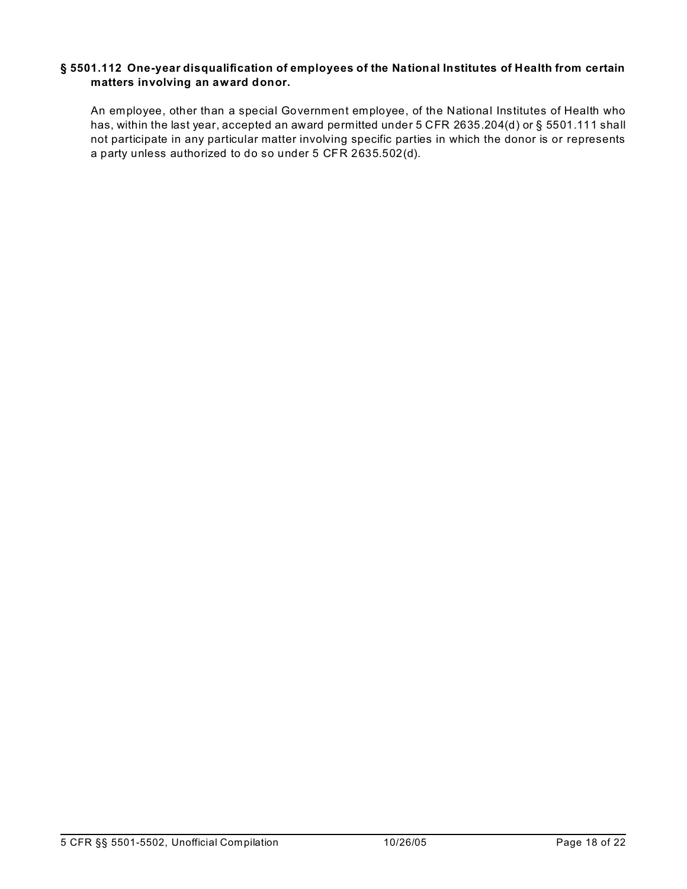**§ 5501.112 One-year disqualification of employees of the National Institutes of Health from certain matters involving an award donor.**

An employee, other than a special Government employee, of the National Institutes of Health who has, within the last year, accepted an award permitted under 5 CFR 2635.204(d) or § 5501.111 shall not participate in any particular matter involving specific parties in which the donor is or represents a party unless authorized to do so under 5 CFR 2635.502(d).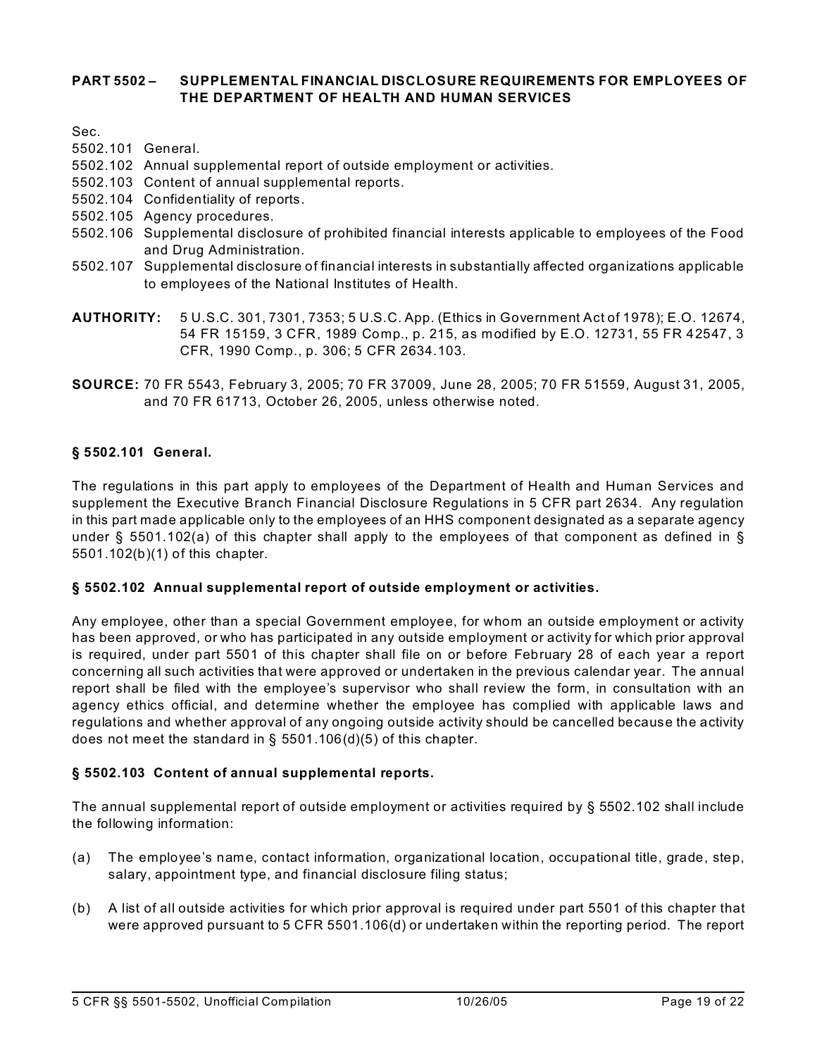## PART 5502 – SUPPLEMENTAL FINANCIAL DISCLOSURE REQUIREMENTS FOR EMPLOYEES OF THE DEPARTMENT OF HEALTH AND HUMAN SERVICES

Sec.

5502.101 General.
5502.102 Annual supplemental report of outside employment or activities.
5502.103 Content of annual supplemental reports.
5502.104 Confidentiality of reports.
5502.105 Agency procedures.
5502.106 Supplemental disclosure of prohibited financial interests applicable to employees of the Food and Drug Administration.
5502.107 Supplemental disclosure of financial interests in substantially affected organizations applicable to employees of the National Institutes of Health.

**AUTHORITY:** 5 U.S.C. 301, 7301, 7353; 5 U.S.C. App. (Ethics in Government Act of 1978); E.O. 12674, 54 FR 15159, 3 CFR, 1989 Comp., p. 215, as modified by E.O. 12731, 55 FR 42547, 3 CFR, 1990 Comp., p. 306; 5 CFR 2634.103.

**SOURCE:** 70 FR 5543, February 3, 2005; 70 FR 37009, June 28, 2005; 70 FR 51559, August 31, 2005, and 70 FR 61713, October 26, 2005, unless otherwise noted.

### § 5502.101 General.

The regulations in this part apply to employees of the Department of Health and Human Services and supplement the Executive Branch Financial Disclosure Regulations in 5 CFR part 2634. Any regulation in this part made applicable only to the employees of an HHS component designated as a separate agency under § 5501.102(a) of this chapter shall apply to the employees of that component as defined in § 5501.102(b)(1) of this chapter.

### § 5502.102 Annual supplemental report of outside employment or activities.

Any employee, other than a special Government employee, for whom an outside employment or activity has been approved, or who has participated in any outside employment or activity for which prior approval is required, under part 5501 of this chapter shall file on or before February 28 of each year a report concerning all such activities that were approved or undertaken in the previous calendar year. The annual report shall be filed with the employee's supervisor who shall review the form, in consultation with an agency ethics official, and determine whether the employee has complied with applicable laws and regulations and whether approval of any ongoing outside activity should be cancelled because the activity does not meet the standard in § 5501.106(d)(5) of this chapter.

### § 5502.103 Content of annual supplemental reports.

The annual supplemental report of outside employment or activities required by § 5502.102 shall include the following information:

(a) The employee's name, contact information, organizational location, occupational title, grade, step, salary, appointment type, and financial disclosure filing status;

(b) A list of all outside activities for which prior approval is required under part 5501 of this chapter that were approved pursuant to 5 CFR 5501.106(d) or undertaken within the reporting period. The report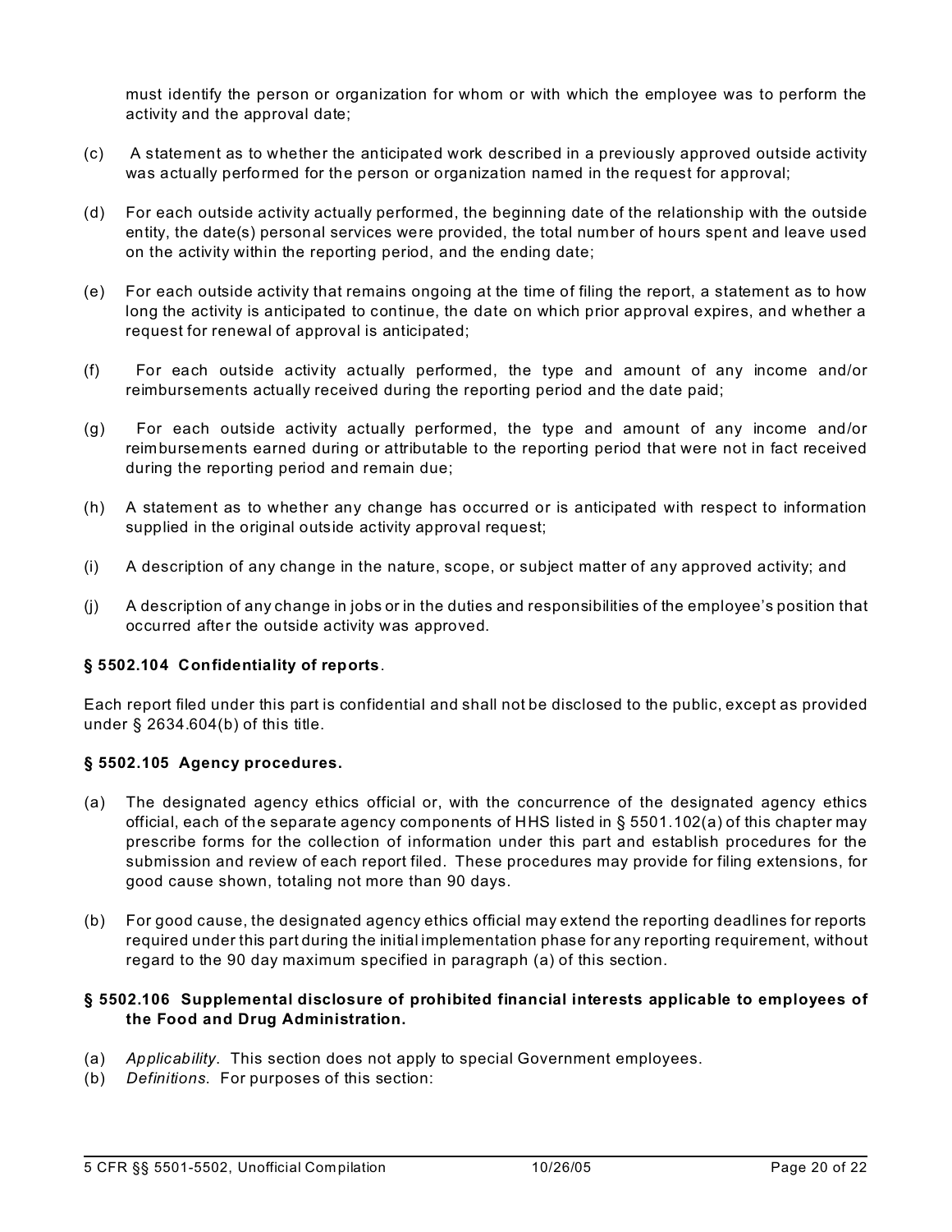must identify the person or organization for whom or with which the employee was to perform the activity and the approval date;

(c) A statement as to whether the anticipated work described in a previously approved outside activity was actually performed for the person or organization named in the request for approval;

(d) For each outside activity actually performed, the beginning date of the relationship with the outside entity, the date(s) personal services were provided, the total number of hours spent and leave used on the activity within the reporting period, and the ending date;

(e) For each outside activity that remains ongoing at the time of filing the report, a statement as to how long the activity is anticipated to continue, the date on which prior approval expires, and whether a request for renewal of approval is anticipated;

(f) For each outside activity actually performed, the type and amount of any income and/or reimbursements actually received during the reporting period and the date paid;

(g) For each outside activity actually performed, the type and amount of any income and/or reimbursements earned during or attributable to the reporting period that were not in fact received during the reporting period and remain due;

(h) A statement as to whether any change has occurred or is anticipated with respect to information supplied in the original outside activity approval request;

(i) A description of any change in the nature, scope, or subject matter of any approved activity; and

(j) A description of any change in jobs or in the duties and responsibilities of the employee's position that occurred after the outside activity was approved.

### § 5502.104 Confidentiality of reports.

Each report filed under this part is confidential and shall not be disclosed to the public, except as provided under § 2634.604(b) of this title.

### § 5502.105 Agency procedures.

(a) The designated agency ethics official or, with the concurrence of the designated agency ethics official, each of the separate agency components of HHS listed in § 5501.102(a) of this chapter may prescribe forms for the collection of information under this part and establish procedures for the submission and review of each report filed. These procedures may provide for filing extensions, for good cause shown, totaling not more than 90 days.

(b) For good cause, the designated agency ethics official may extend the reporting deadlines for reports required under this part during the initial implementation phase for any reporting requirement, without regard to the 90 day maximum specified in paragraph (a) of this section.

### § 5502.106 Supplemental disclosure of prohibited financial interests applicable to employees of the Food and Drug Administration.

(a) *Applicability*. This section does not apply to special Government employees.

(b) *Definitions*. For purposes of this section: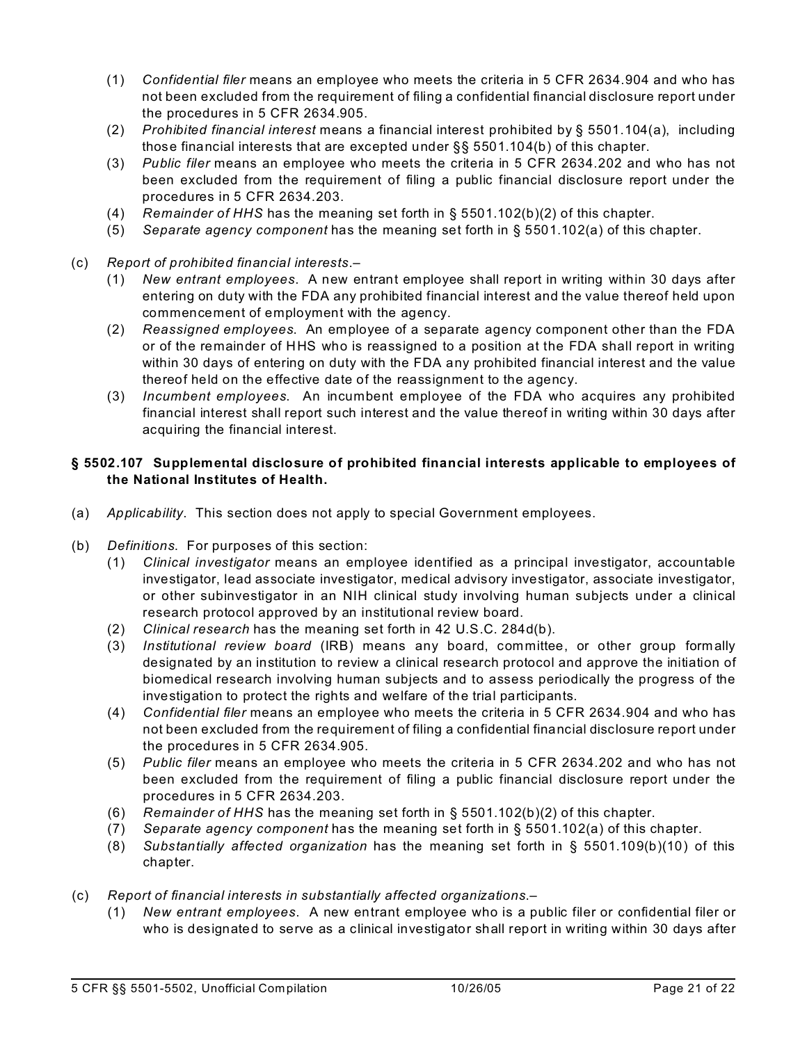(1) *Confidential filer* means an employee who meets the criteria in 5 CFR 2634.904 and who has not been excluded from the requirement of filing a confidential financial disclosure report under the procedures in 5 CFR 2634.905.

(2) *Prohibited financial interest* means a financial interest prohibited by § 5501.104(a), including those financial interests that are excepted under §§ 5501.104(b) of this chapter.

(3) *Public filer* means an employee who meets the criteria in 5 CFR 2634.202 and who has not been excluded from the requirement of filing a public financial disclosure report under the procedures in 5 CFR 2634.203.

(4) *Remainder of HHS* has the meaning set forth in § 5501.102(b)(2) of this chapter.

(5) *Separate agency component* has the meaning set forth in § 5501.102(a) of this chapter.

(c) *Report of prohibited financial interests*.–

(1) *New entrant employees*. A new entrant employee shall report in writing within 30 days after entering on duty with the FDA any prohibited financial interest and the value thereof held upon commencement of employment with the agency.

(2) *Reassigned employees*. An employee of a separate agency component other than the FDA or of the remainder of HHS who is reassigned to a position at the FDA shall report in writing within 30 days of entering on duty with the FDA any prohibited financial interest and the value thereof held on the effective date of the reassignment to the agency.

(3) *Incumbent employees*. An incumbent employee of the FDA who acquires any prohibited financial interest shall report such interest and the value thereof in writing within 30 days after acquiring the financial interest.

### § 5502.107 Supplemental disclosure of prohibited financial interests applicable to employees of the National Institutes of Health.

(a) *Applicability*. This section does not apply to special Government employees.

(b) *Definitions*. For purposes of this section:

(1) *Clinical investigator* means an employee identified as a principal investigator, accountable investigator, lead associate investigator, medical advisory investigator, associate investigator, or other subinvestigator in an NIH clinical study involving human subjects under a clinical research protocol approved by an institutional review board.

(2) *Clinical research* has the meaning set forth in 42 U.S.C. 284d(b).

(3) *Institutional review board* (IRB) means any board, committee, or other group formally designated by an institution to review a clinical research protocol and approve the initiation of biomedical research involving human subjects and to assess periodically the progress of the investigation to protect the rights and welfare of the trial participants.

(4) *Confidential filer* means an employee who meets the criteria in 5 CFR 2634.904 and who has not been excluded from the requirement of filing a confidential financial disclosure report under the procedures in 5 CFR 2634.905.

(5) *Public filer* means an employee who meets the criteria in 5 CFR 2634.202 and who has not been excluded from the requirement of filing a public financial disclosure report under the procedures in 5 CFR 2634.203.

(6) *Remainder of HHS* has the meaning set forth in § 5501.102(b)(2) of this chapter.

(7) *Separate agency component* has the meaning set forth in § 5501.102(a) of this chapter.

(8) *Substantially affected organization* has the meaning set forth in § 5501.109(b)(10) of this chapter.

(c) *Report of financial interests in substantially affected organizations*.–

(1) *New entrant employees*. A new entrant employee who is a public filer or confidential filer or who is designated to serve as a clinical investigator shall report in writing within 30 days after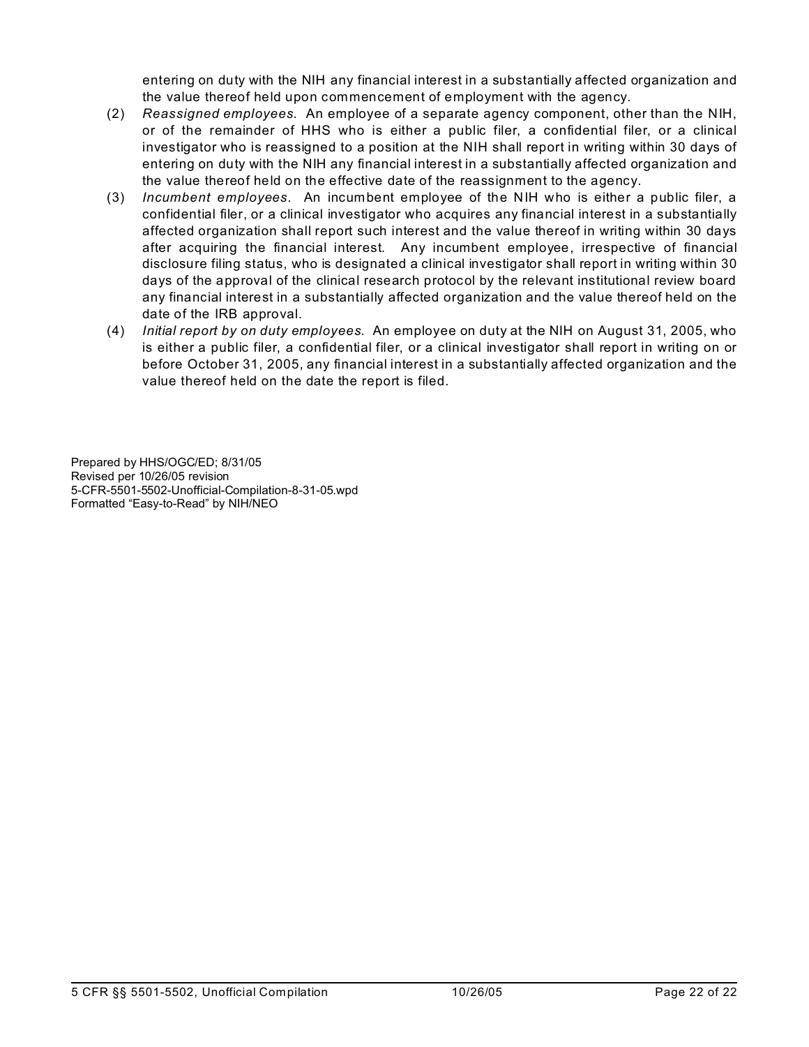entering on duty with the NIH any financial interest in a substantially affected organization and the value thereof held upon commencement of employment with the agency.

(2) *Reassigned employees*. An employee of a separate agency component, other than the NIH, or of the remainder of HHS who is either a public filer, a confidential filer, or a clinical investigator who is reassigned to a position at the NIH shall report in writing within 30 days of entering on duty with the NIH any financial interest in a substantially affected organization and the value thereof held on the effective date of the reassignment to the agency.

(3) *Incumbent employees*. An incumbent employee of the NIH who is either a public filer, a confidential filer, or a clinical investigator who acquires any financial interest in a substantially affected organization shall report such interest and the value thereof in writing within 30 days after acquiring the financial interest. Any incumbent employee, irrespective of financial disclosure filing status, who is designated a clinical investigator shall report in writing within 30 days of the approval of the clinical research protocol by the relevant institutional review board any financial interest in a substantially affected organization and the value thereof held on the date of the IRB approval.

(4) *Initial report by on duty employees*. An employee on duty at the NIH on August 31, 2005, who is either a public filer, a confidential filer, or a clinical investigator shall report in writing on or before October 31, 2005, any financial interest in a substantially affected organization and the value thereof held on the date the report is filed.

Prepared by HHS/OGC/ED; 8/31/05
Revised per 10/26/05 revision
5-CFR-5501-5502-Unofficial-Compilation-8-31-05.wpd
Formatted "Easy-to-Read" by NIH/NEO